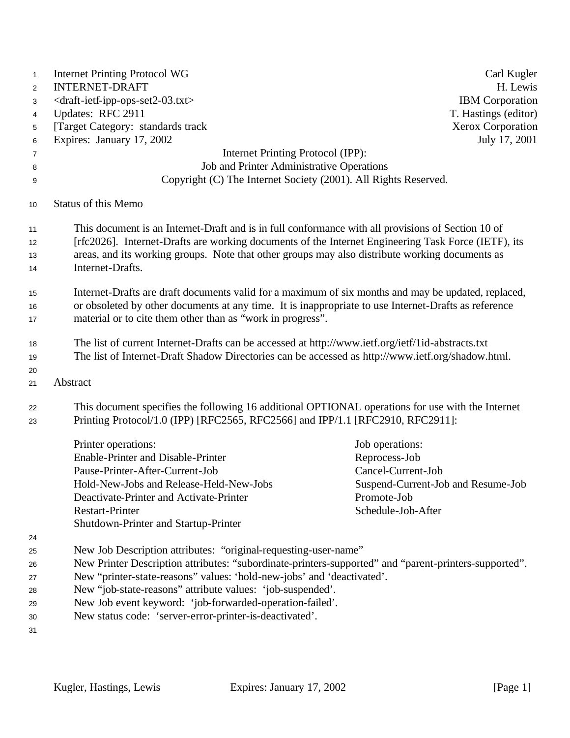Internet Printing Protocol WG | Carl Kugler
INTERNET-DRAFT | H. Lewis
<draft-ietf-ipp-ops-set2-03.txt> | IBM Corporation
Updates: RFC 2911 | T. Hastings (editor)
[Target Category: standards track | Xerox Corporation
Expires: January 17, 2002 | July 17, 2001

# Internet Printing Protocol (IPP): Job and Printer Administrative Operations

Copyright (C) The Internet Society (2001). All Rights Reserved.

## Status of this Memo

This document is an Internet-Draft and is in full conformance with all provisions of Section 10 of [rfc2026]. Internet-Drafts are working documents of the Internet Engineering Task Force (IETF), its areas, and its working groups. Note that other groups may also distribute working documents as Internet-Drafts.

Internet-Drafts are draft documents valid for a maximum of six months and may be updated, replaced, or obsoleted by other documents at any time. It is inappropriate to use Internet-Drafts as reference material or to cite them other than as "work in progress".

The list of current Internet-Drafts can be accessed at http://www.ietf.org/ietf/1id-abstracts.txt
The list of Internet-Draft Shadow Directories can be accessed as http://www.ietf.org/shadow.html.

## Abstract

This document specifies the following 16 additional OPTIONAL operations for use with the Internet Printing Protocol/1.0 (IPP) [RFC2565, RFC2566] and IPP/1.1 [RFC2910, RFC2911]:

Printer operations:
- Enable-Printer and Disable-Printer
- Pause-Printer-After-Current-Job
- Hold-New-Jobs and Release-Held-New-Jobs
- Deactivate-Printer and Activate-Printer
- Restart-Printer
- Shutdown-Printer and Startup-Printer

Job operations:
- Reprocess-Job
- Cancel-Current-Job
- Suspend-Current-Job and Resume-Job
- Promote-Job
- Schedule-Job-After

New Job Description attributes: "original-requesting-user-name"
New Printer Description attributes: "subordinate-printers-supported" and "parent-printers-supported".
New "printer-state-reasons" values: 'hold-new-jobs' and 'deactivated'.
New "job-state-reasons" attribute values: 'job-suspended'.
New Job event keyword: 'job-forwarded-operation-failed'.
New status code: 'server-error-printer-is-deactivated'.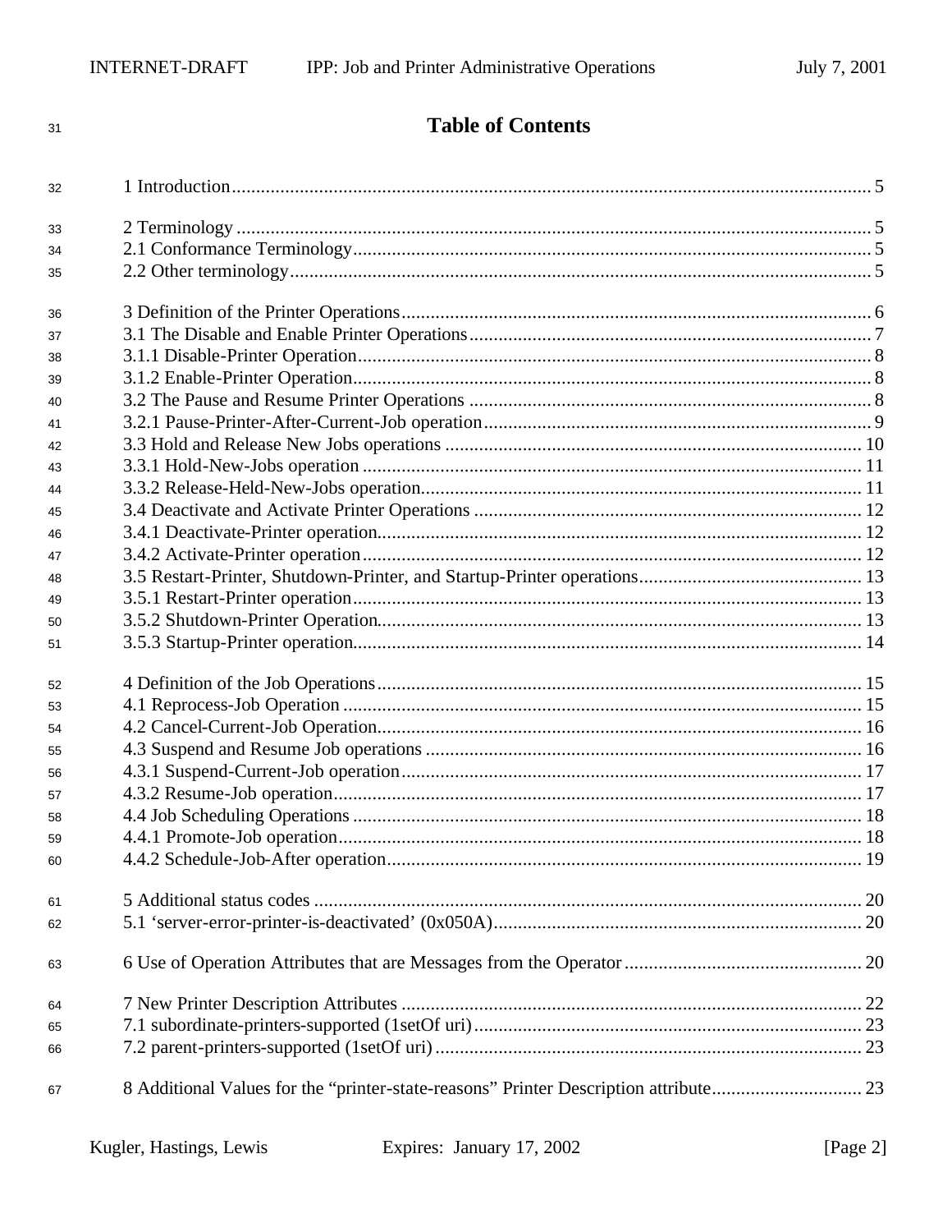# Table of Contents

1 Introduction .................................................................................................................... 5

2 Terminology .................................................................................................................... 5
2.1 Conformance Terminology ............................................................................................ 5
2.2 Other terminology .......................................................................................................... 5

3 Definition of the Printer Operations ................................................................................ 6
3.1 The Disable and Enable Printer Operations .................................................................. 7
3.1.1 Disable-Printer Operation ........................................................................................... 8
3.1.2 Enable-Printer Operation ............................................................................................ 8
3.2 The Pause and Resume Printer Operations ................................................................... 8
3.2.1 Pause-Printer-After-Current-Job operation ................................................................ 9
3.3 Hold and Release New Jobs operations ....................................................................... 10
3.3.1 Hold-New-Jobs operation ......................................................................................... 11
3.3.2 Release-Held-New-Jobs operation ........................................................................... 11
3.4 Deactivate and Activate Printer Operations ................................................................ 12
3.4.1 Deactivate-Printer operation ..................................................................................... 12
3.4.2 Activate-Printer operation ........................................................................................ 12
3.5 Restart-Printer, Shutdown-Printer, and Startup-Printer operations .............................. 13
3.5.1 Restart-Printer operation ........................................................................................... 13
3.5.2 Shutdown-Printer Operation ..................................................................................... 13
3.5.3 Startup-Printer operation ........................................................................................... 14

4 Definition of the Job Operations .................................................................................... 15
4.1 Reprocess-Job Operation ............................................................................................. 15
4.2 Cancel-Current-Job Operation ..................................................................................... 16
4.3 Suspend and Resume Job operations .......................................................................... 16
4.3.1 Suspend-Current-Job operation ................................................................................ 17
4.3.2 Resume-Job operation ............................................................................................... 17
4.4 Job Scheduling Operations .......................................................................................... 18
4.4.1 Promote-Job operation .............................................................................................. 18
4.4.2 Schedule-Job-After operation ................................................................................... 19

5 Additional status codes .................................................................................................. 20
5.1 'server-error-printer-is-deactivated' (0x050A) ............................................................ 20

6 Use of Operation Attributes that are Messages from the Operator ................................. 20

7 New Printer Description Attributes ............................................................................... 22
7.1 subordinate-printers-supported (1setOf uri) ................................................................ 23
7.2 parent-printers-supported (1setOf uri) ........................................................................ 23

8 Additional Values for the "printer-state-reasons" Printer Description attribute ............... 23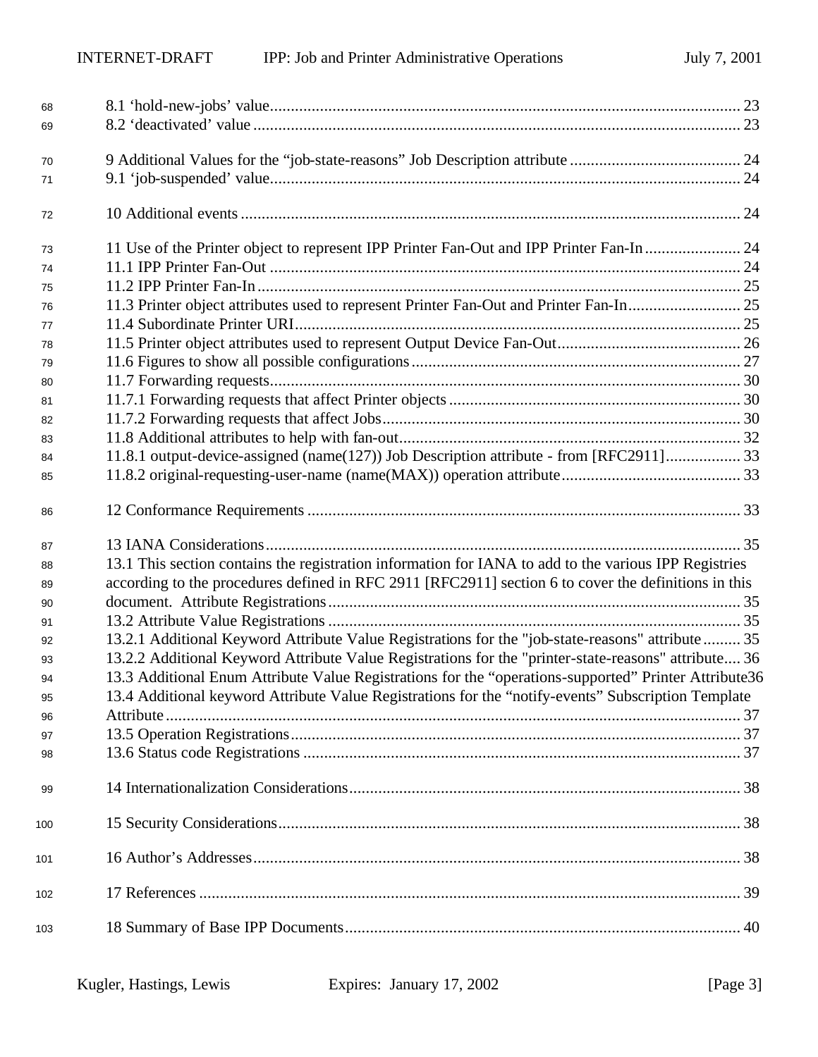8.1 'hold-new-jobs' value ................................................................ 23
8.2 'deactivated' value ................................................................ 23

9 Additional Values for the "job-state-reasons" Job Description attribute ................................ 24
9.1 'job-suspended' value ................................................................ 24

10 Additional events ................................................................ 24

11 Use of the Printer object to represent IPP Printer Fan-Out and IPP Printer Fan-In ................................ 24
11.1 IPP Printer Fan-Out ................................................................ 24
11.2 IPP Printer Fan-In ................................................................ 25
11.3 Printer object attributes used to represent Printer Fan-Out and Printer Fan-In ................................ 25
11.4 Subordinate Printer URI ................................................................ 25
11.5 Printer object attributes used to represent Output Device Fan-Out ................................ 26
11.6 Figures to show all possible configurations ................................................................ 27
11.7 Forwarding requests ................................................................ 30
11.7.1 Forwarding requests that affect Printer objects ................................................................ 30
11.7.2 Forwarding requests that affect Jobs ................................................................ 30
11.8 Additional attributes to help with fan-out ................................................................ 32
11.8.1 output-device-assigned (name(127)) Job Description attribute - from [RFC2911] ................ 33
11.8.2 original-requesting-user-name (name(MAX)) operation attribute ................................ 33

12 Conformance Requirements ................................................................ 33

13 IANA Considerations ................................................................ 35
13.1 This section contains the registration information for IANA to add to the various IPP Registries according to the procedures defined in RFC 2911 [RFC2911] section 6 to cover the definitions in this document. Attribute Registrations ................................................................ 35
13.2 Attribute Value Registrations ................................................................ 35
13.2.1 Additional Keyword Attribute Value Registrations for the "job-state-reasons" attribute ......... 35
13.2.2 Additional Keyword Attribute Value Registrations for the "printer-state-reasons" attribute .... 36
13.3 Additional Enum Attribute Value Registrations for the "operations-supported" Printer Attribute 36
13.4 Additional keyword Attribute Value Registrations for the "notify-events" Subscription Template Attribute ................................................................ 37
13.5 Operation Registrations ................................................................ 37
13.6 Status code Registrations ................................................................ 37

14 Internationalization Considerations ................................................................ 38

15 Security Considerations ................................................................ 38

16 Author's Addresses ................................................................ 38

17 References ................................................................ 39

18 Summary of Base IPP Documents ................................................................ 40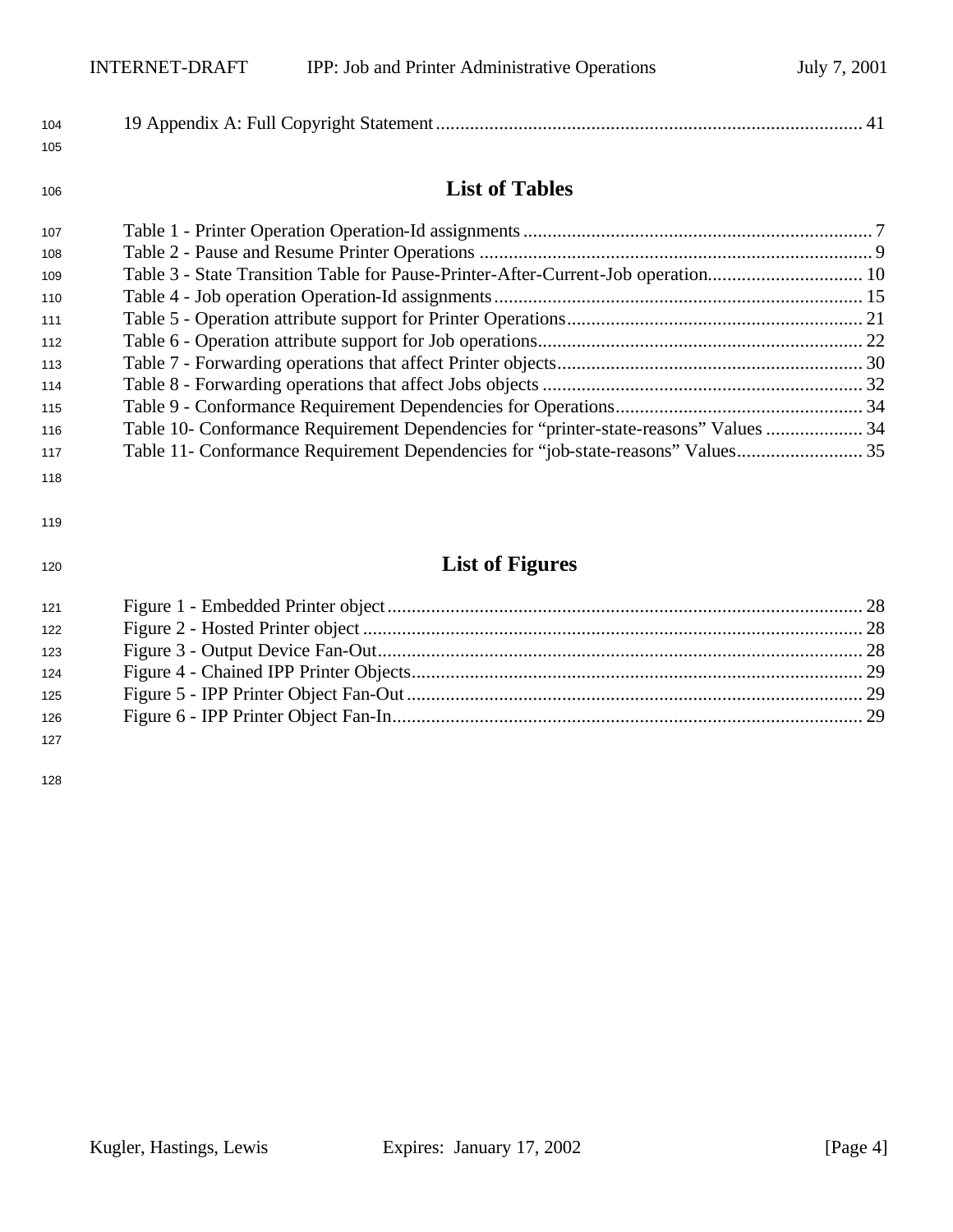19 Appendix A: Full Copyright Statement ........................................................................................ 41

## List of Tables

Table 1 - Printer Operation Operation-Id assignments ........................................................................ 7
Table 2 - Pause and Resume Printer Operations ................................................................................ 9
Table 3 - State Transition Table for Pause-Printer-After-Current-Job operation................................. 10
Table 4 - Job operation Operation-Id assignments ............................................................................ 15
Table 5 - Operation attribute support for Printer Operations ............................................................. 21
Table 6 - Operation attribute support for Job operations................................................................... 22
Table 7 - Forwarding operations that affect Printer objects............................................................... 30
Table 8 - Forwarding operations that affect Jobs objects .................................................................. 32
Table 9 - Conformance Requirement Dependencies for Operations................................................... 34
Table 10- Conformance Requirement Dependencies for “printer-state-reasons” Values .................... 34
Table 11- Conformance Requirement Dependencies for “job-state-reasons” Values.......................... 35

## List of Figures

Figure 1 - Embedded Printer object .................................................................................................. 28
Figure 2 - Hosted Printer object ....................................................................................................... 28
Figure 3 - Output Device Fan-Out..................................................................................................... 28
Figure 4 - Chained IPP Printer Objects............................................................................................. 29
Figure 5 - IPP Printer Object Fan-Out .............................................................................................. 29
Figure 6 - IPP Printer Object Fan-In.................................................................................................. 29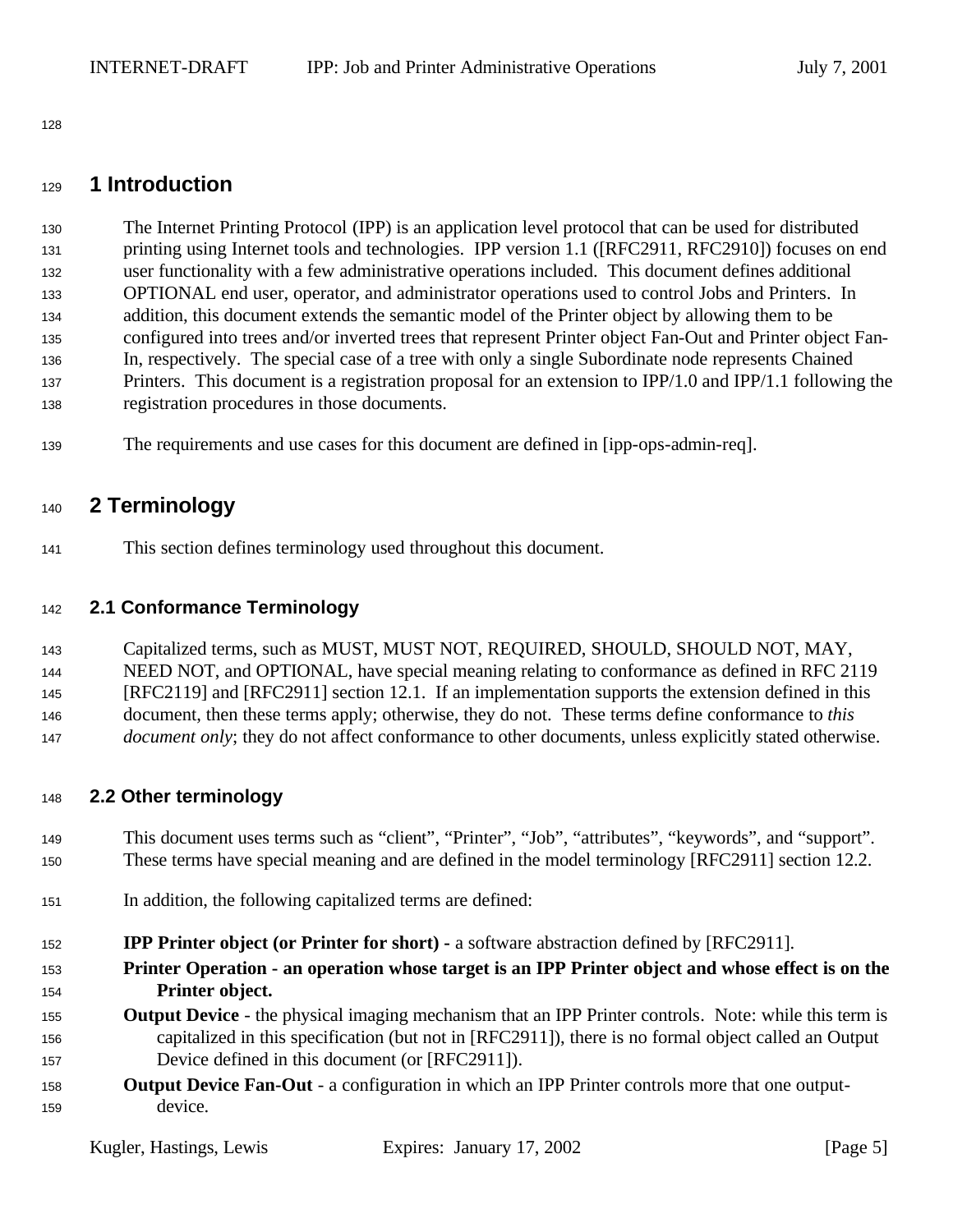# 1 Introduction

The Internet Printing Protocol (IPP) is an application level protocol that can be used for distributed printing using Internet tools and technologies. IPP version 1.1 ([RFC2911, RFC2910]) focuses on end user functionality with a few administrative operations included. This document defines additional OPTIONAL end user, operator, and administrator operations used to control Jobs and Printers. In addition, this document extends the semantic model of the Printer object by allowing them to be configured into trees and/or inverted trees that represent Printer object Fan-Out and Printer object Fan-In, respectively. The special case of a tree with only a single Subordinate node represents Chained Printers. This document is a registration proposal for an extension to IPP/1.0 and IPP/1.1 following the registration procedures in those documents.

The requirements and use cases for this document are defined in [ipp-ops-admin-req].

# 2 Terminology

This section defines terminology used throughout this document.

## 2.1 Conformance Terminology

Capitalized terms, such as MUST, MUST NOT, REQUIRED, SHOULD, SHOULD NOT, MAY, NEED NOT, and OPTIONAL, have special meaning relating to conformance as defined in RFC 2119 [RFC2119] and [RFC2911] section 12.1. If an implementation supports the extension defined in this document, then these terms apply; otherwise, they do not. These terms define conformance to *this document only*; they do not affect conformance to other documents, unless explicitly stated otherwise.

## 2.2 Other terminology

This document uses terms such as “client”, “Printer”, “Job”, “attributes”, “keywords”, and “support”. These terms have special meaning and are defined in the model terminology [RFC2911] section 12.2.

In addition, the following capitalized terms are defined:

**IPP Printer object (or Printer for short) -** a software abstraction defined by [RFC2911].

**Printer Operation - an operation whose target is an IPP Printer object and whose effect is on the Printer object.**

**Output Device** - the physical imaging mechanism that an IPP Printer controls. Note: while this term is capitalized in this specification (but not in [RFC2911]), there is no formal object called an Output Device defined in this document (or [RFC2911]).

**Output Device Fan-Out** - a configuration in which an IPP Printer controls more that one output-device.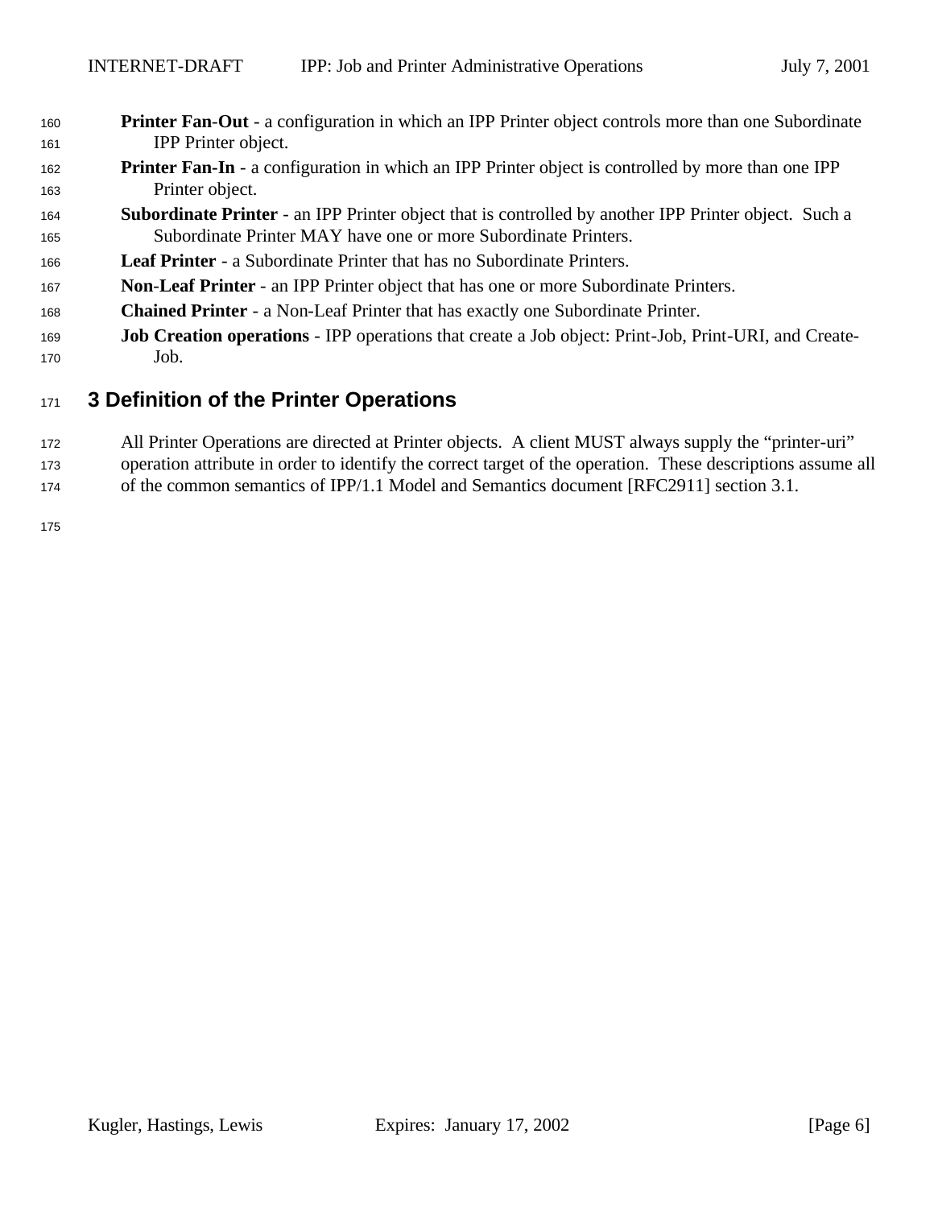**Printer Fan-Out** - a configuration in which an IPP Printer object controls more than one Subordinate IPP Printer object.

**Printer Fan-In** - a configuration in which an IPP Printer object is controlled by more than one IPP Printer object.

**Subordinate Printer** - an IPP Printer object that is controlled by another IPP Printer object. Such a Subordinate Printer MAY have one or more Subordinate Printers.

**Leaf Printer** - a Subordinate Printer that has no Subordinate Printers.

**Non-Leaf Printer** - an IPP Printer object that has one or more Subordinate Printers.

**Chained Printer** - a Non-Leaf Printer that has exactly one Subordinate Printer.

**Job Creation operations** - IPP operations that create a Job object: Print-Job, Print-URI, and Create-Job.

# 3 Definition of the Printer Operations

All Printer Operations are directed at Printer objects. A client MUST always supply the “printer-uri” operation attribute in order to identify the correct target of the operation. These descriptions assume all of the common semantics of IPP/1.1 Model and Semantics document [RFC2911] section 3.1.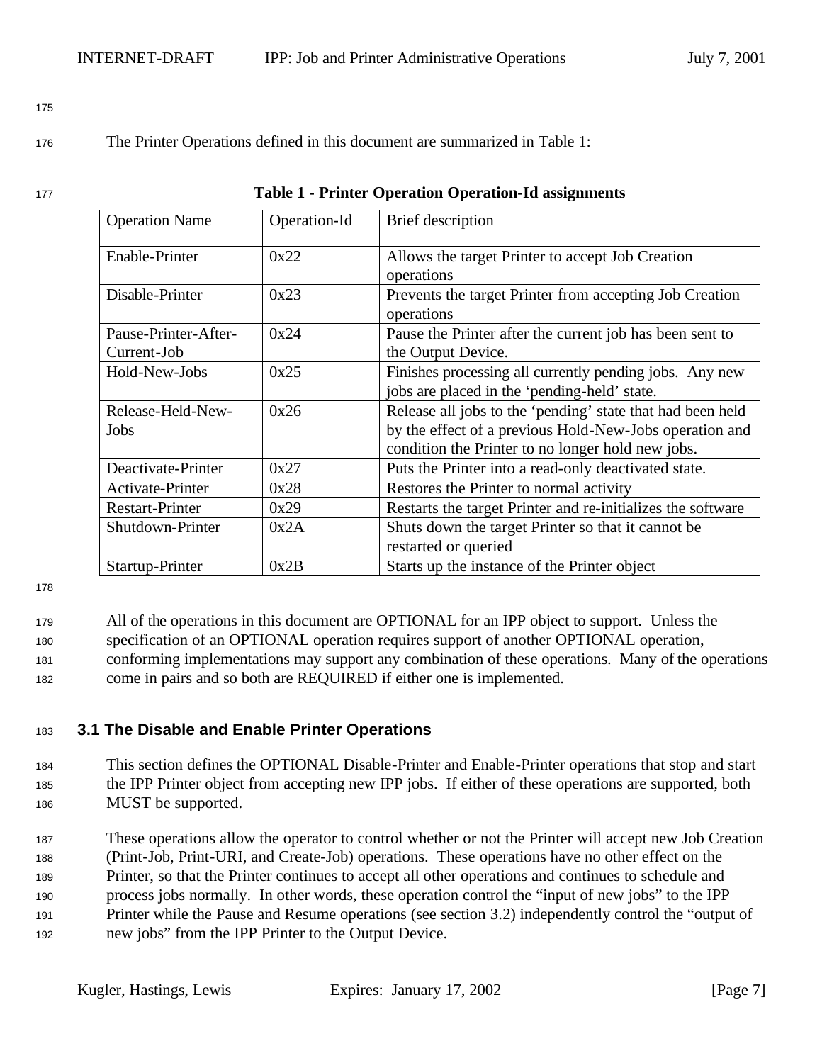The Printer Operations defined in this document are summarized in Table 1:

**Table 1 - Printer Operation Operation-Id assignments**

| Operation Name | Operation-Id | Brief description |
|---|---|---|
| Enable-Printer | 0x22 | Allows the target Printer to accept Job Creation operations |
| Disable-Printer | 0x23 | Prevents the target Printer from accepting Job Creation operations |
| Pause-Printer-After-Current-Job | 0x24 | Pause the Printer after the current job has been sent to the Output Device. |
| Hold-New-Jobs | 0x25 | Finishes processing all currently pending jobs. Any new jobs are placed in the 'pending-held' state. |
| Release-Held-New-Jobs | 0x26 | Release all jobs to the 'pending' state that had been held by the effect of a previous Hold-New-Jobs operation and condition the Printer to no longer hold new jobs. |
| Deactivate-Printer | 0x27 | Puts the Printer into a read-only deactivated state. |
| Activate-Printer | 0x28 | Restores the Printer to normal activity |
| Restart-Printer | 0x29 | Restarts the target Printer and re-initializes the software |
| Shutdown-Printer | 0x2A | Shuts down the target Printer so that it cannot be restarted or queried |
| Startup-Printer | 0x2B | Starts up the instance of the Printer object |

All of the operations in this document are OPTIONAL for an IPP object to support. Unless the specification of an OPTIONAL operation requires support of another OPTIONAL operation, conforming implementations may support any combination of these operations. Many of the operations come in pairs and so both are REQUIRED if either one is implemented.

## 3.1 The Disable and Enable Printer Operations

This section defines the OPTIONAL Disable-Printer and Enable-Printer operations that stop and start the IPP Printer object from accepting new IPP jobs. If either of these operations are supported, both MUST be supported.

These operations allow the operator to control whether or not the Printer will accept new Job Creation (Print-Job, Print-URI, and Create-Job) operations. These operations have no other effect on the Printer, so that the Printer continues to accept all other operations and continues to schedule and process jobs normally. In other words, these operation control the "input of new jobs" to the IPP Printer while the Pause and Resume operations (see section 3.2) independently control the "output of new jobs" from the IPP Printer to the Output Device.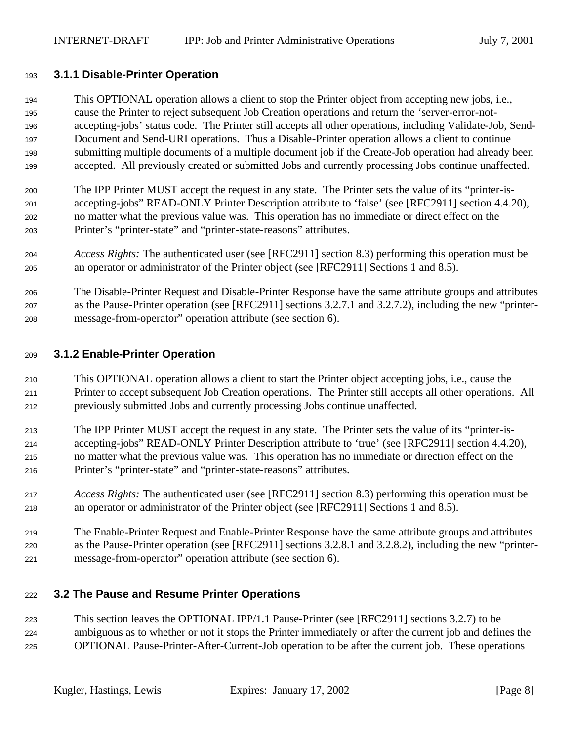### 3.1.1 Disable-Printer Operation

This OPTIONAL operation allows a client to stop the Printer object from accepting new jobs, i.e., cause the Printer to reject subsequent Job Creation operations and return the 'server-error-not-accepting-jobs' status code. The Printer still accepts all other operations, including Validate-Job, Send-Document and Send-URI operations. Thus a Disable-Printer operation allows a client to continue submitting multiple documents of a multiple document job if the Create-Job operation had already been accepted. All previously created or submitted Jobs and currently processing Jobs continue unaffected.

The IPP Printer MUST accept the request in any state. The Printer sets the value of its "printer-is-accepting-jobs" READ-ONLY Printer Description attribute to 'false' (see [RFC2911] section 4.4.20), no matter what the previous value was. This operation has no immediate or direct effect on the Printer's "printer-state" and "printer-state-reasons" attributes.

*Access Rights:* The authenticated user (see [RFC2911] section 8.3) performing this operation must be an operator or administrator of the Printer object (see [RFC2911] Sections 1 and 8.5).

The Disable-Printer Request and Disable-Printer Response have the same attribute groups and attributes as the Pause-Printer operation (see [RFC2911] sections 3.2.7.1 and 3.2.7.2), including the new "printer-message-from-operator" operation attribute (see section 6).

### 3.1.2 Enable-Printer Operation

This OPTIONAL operation allows a client to start the Printer object accepting jobs, i.e., cause the Printer to accept subsequent Job Creation operations. The Printer still accepts all other operations. All previously submitted Jobs and currently processing Jobs continue unaffected.

The IPP Printer MUST accept the request in any state. The Printer sets the value of its "printer-is-accepting-jobs" READ-ONLY Printer Description attribute to 'true' (see [RFC2911] section 4.4.20), no matter what the previous value was. This operation has no immediate or direction effect on the Printer's "printer-state" and "printer-state-reasons" attributes.

*Access Rights:* The authenticated user (see [RFC2911] section 8.3) performing this operation must be an operator or administrator of the Printer object (see [RFC2911] Sections 1 and 8.5).

The Enable-Printer Request and Enable-Printer Response have the same attribute groups and attributes as the Pause-Printer operation (see [RFC2911] sections 3.2.8.1 and 3.2.8.2), including the new "printer-message-from-operator" operation attribute (see section 6).

## 3.2 The Pause and Resume Printer Operations

This section leaves the OPTIONAL IPP/1.1 Pause-Printer (see [RFC2911] sections 3.2.7) to be ambiguous as to whether or not it stops the Printer immediately or after the current job and defines the OPTIONAL Pause-Printer-After-Current-Job operation to be after the current job. These operations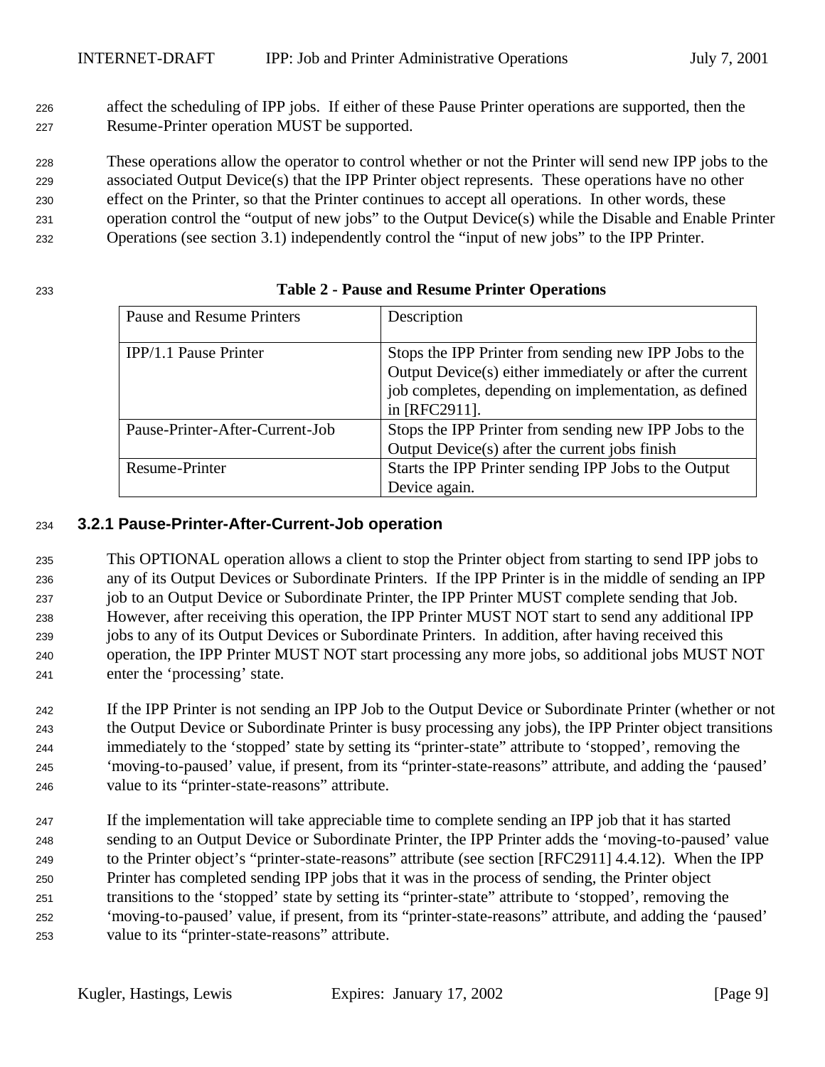affect the scheduling of IPP jobs. If either of these Pause Printer operations are supported, then the Resume-Printer operation MUST be supported.

These operations allow the operator to control whether or not the Printer will send new IPP jobs to the associated Output Device(s) that the IPP Printer object represents. These operations have no other effect on the Printer, so that the Printer continues to accept all operations. In other words, these operation control the "output of new jobs" to the Output Device(s) while the Disable and Enable Printer Operations (see section 3.1) independently control the "input of new jobs" to the IPP Printer.

**Table 2 - Pause and Resume Printer Operations**

| Pause and Resume Printers | Description |
|---|---|
| IPP/1.1 Pause Printer | Stops the IPP Printer from sending new IPP Jobs to the Output Device(s) either immediately or after the current job completes, depending on implementation, as defined in [RFC2911]. |
| Pause-Printer-After-Current-Job | Stops the IPP Printer from sending new IPP Jobs to the Output Device(s) after the current jobs finish |
| Resume-Printer | Starts the IPP Printer sending IPP Jobs to the Output Device again. |

### 3.2.1 Pause-Printer-After-Current-Job operation

This OPTIONAL operation allows a client to stop the Printer object from starting to send IPP jobs to any of its Output Devices or Subordinate Printers. If the IPP Printer is in the middle of sending an IPP job to an Output Device or Subordinate Printer, the IPP Printer MUST complete sending that Job. However, after receiving this operation, the IPP Printer MUST NOT start to send any additional IPP jobs to any of its Output Devices or Subordinate Printers. In addition, after having received this operation, the IPP Printer MUST NOT start processing any more jobs, so additional jobs MUST NOT enter the 'processing' state.

If the IPP Printer is not sending an IPP Job to the Output Device or Subordinate Printer (whether or not the Output Device or Subordinate Printer is busy processing any jobs), the IPP Printer object transitions immediately to the 'stopped' state by setting its "printer-state" attribute to 'stopped', removing the 'moving-to-paused' value, if present, from its "printer-state-reasons" attribute, and adding the 'paused' value to its "printer-state-reasons" attribute.

If the implementation will take appreciable time to complete sending an IPP job that it has started sending to an Output Device or Subordinate Printer, the IPP Printer adds the 'moving-to-paused' value to the Printer object's "printer-state-reasons" attribute (see section [RFC2911] 4.4.12). When the IPP Printer has completed sending IPP jobs that it was in the process of sending, the Printer object transitions to the 'stopped' state by setting its "printer-state" attribute to 'stopped', removing the 'moving-to-paused' value, if present, from its "printer-state-reasons" attribute, and adding the 'paused' value to its "printer-state-reasons" attribute.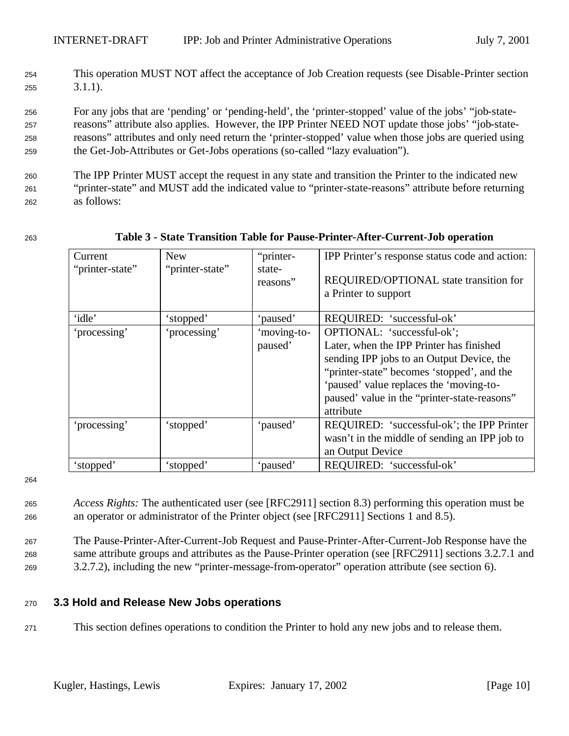This operation MUST NOT affect the acceptance of Job Creation requests (see Disable-Printer section 3.1.1).

For any jobs that are 'pending' or 'pending-held', the 'printer-stopped' value of the jobs' "job-state-reasons" attribute also applies. However, the IPP Printer NEED NOT update those jobs' "job-state-reasons" attributes and only need return the 'printer-stopped' value when those jobs are queried using the Get-Job-Attributes or Get-Jobs operations (so-called "lazy evaluation").

The IPP Printer MUST accept the request in any state and transition the Printer to the indicated new "printer-state" and MUST add the indicated value to "printer-state-reasons" attribute before returning as follows:

**Table 3 - State Transition Table for Pause-Printer-After-Current-Job operation**

| Current "printer-state" | New "printer-state" | "printer-state-reasons" | IPP Printer's response status code and action:<br><br>REQUIRED/OPTIONAL state transition for a Printer to support |
|---|---|---|---|
| 'idle' | 'stopped' | 'paused' | REQUIRED: 'successful-ok' |
| 'processing' | 'processing' | 'moving-to-paused' | OPTIONAL: 'successful-ok'; Later, when the IPP Printer has finished sending IPP jobs to an Output Device, the "printer-state" becomes 'stopped', and the 'paused' value replaces the 'moving-to-paused' value in the "printer-state-reasons" attribute |
| 'processing' | 'stopped' | 'paused' | REQUIRED: 'successful-ok'; the IPP Printer wasn't in the middle of sending an IPP job to an Output Device |
| 'stopped' | 'stopped' | 'paused' | REQUIRED: 'successful-ok' |

*Access Rights:* The authenticated user (see [RFC2911] section 8.3) performing this operation must be an operator or administrator of the Printer object (see [RFC2911] Sections 1 and 8.5).

The Pause-Printer-After-Current-Job Request and Pause-Printer-After-Current-Job Response have the same attribute groups and attributes as the Pause-Printer operation (see [RFC2911] sections 3.2.7.1 and 3.2.7.2), including the new "printer-message-from-operator" operation attribute (see section 6).

### 3.3 Hold and Release New Jobs operations

This section defines operations to condition the Printer to hold any new jobs and to release them.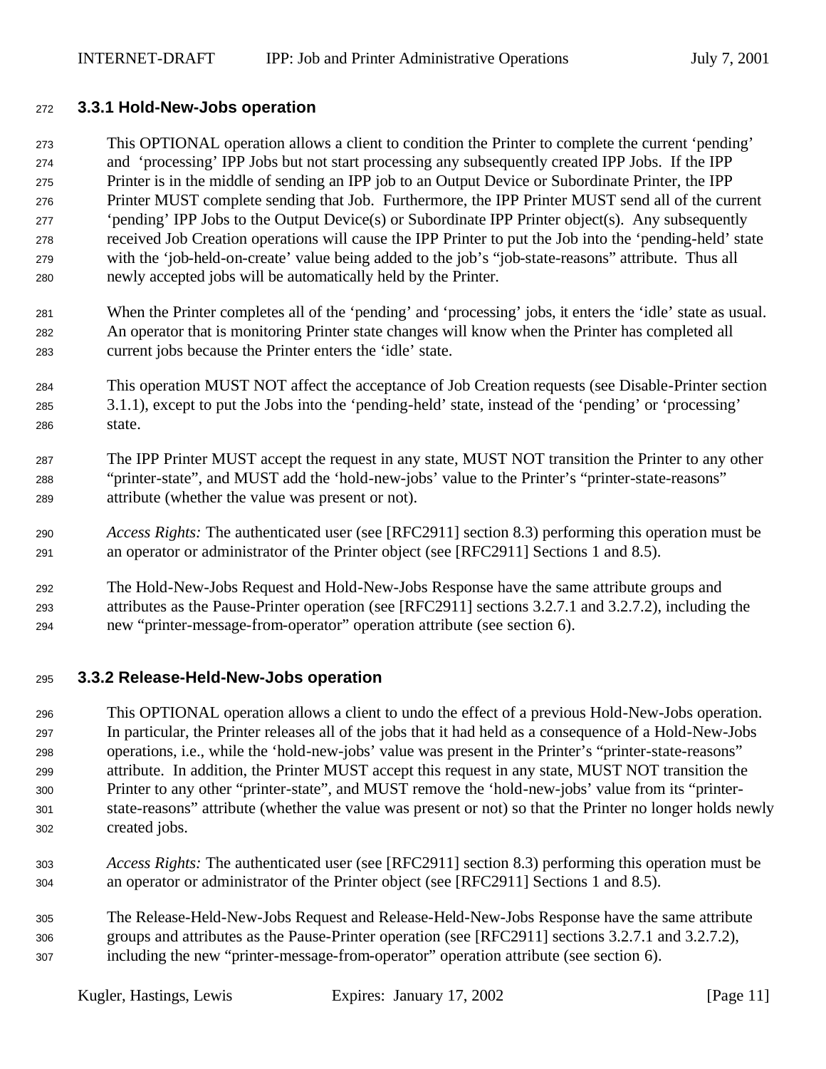### 3.3.1 Hold-New-Jobs operation

This OPTIONAL operation allows a client to condition the Printer to complete the current 'pending' and 'processing' IPP Jobs but not start processing any subsequently created IPP Jobs. If the IPP Printer is in the middle of sending an IPP job to an Output Device or Subordinate Printer, the IPP Printer MUST complete sending that Job. Furthermore, the IPP Printer MUST send all of the current 'pending' IPP Jobs to the Output Device(s) or Subordinate IPP Printer object(s). Any subsequently received Job Creation operations will cause the IPP Printer to put the Job into the 'pending-held' state with the 'job-held-on-create' value being added to the job's "job-state-reasons" attribute. Thus all newly accepted jobs will be automatically held by the Printer.

When the Printer completes all of the 'pending' and 'processing' jobs, it enters the 'idle' state as usual. An operator that is monitoring Printer state changes will know when the Printer has completed all current jobs because the Printer enters the 'idle' state.

This operation MUST NOT affect the acceptance of Job Creation requests (see Disable-Printer section 3.1.1), except to put the Jobs into the 'pending-held' state, instead of the 'pending' or 'processing' state.

The IPP Printer MUST accept the request in any state, MUST NOT transition the Printer to any other "printer-state", and MUST add the 'hold-new-jobs' value to the Printer's "printer-state-reasons" attribute (whether the value was present or not).

*Access Rights:* The authenticated user (see [RFC2911] section 8.3) performing this operation must be an operator or administrator of the Printer object (see [RFC2911] Sections 1 and 8.5).

The Hold-New-Jobs Request and Hold-New-Jobs Response have the same attribute groups and attributes as the Pause-Printer operation (see [RFC2911] sections 3.2.7.1 and 3.2.7.2), including the new "printer-message-from-operator" operation attribute (see section 6).

### 3.3.2 Release-Held-New-Jobs operation

This OPTIONAL operation allows a client to undo the effect of a previous Hold-New-Jobs operation. In particular, the Printer releases all of the jobs that it had held as a consequence of a Hold-New-Jobs operations, i.e., while the 'hold-new-jobs' value was present in the Printer's "printer-state-reasons" attribute. In addition, the Printer MUST accept this request in any state, MUST NOT transition the Printer to any other "printer-state", and MUST remove the 'hold-new-jobs' value from its "printer-state-reasons" attribute (whether the value was present or not) so that the Printer no longer holds newly created jobs.

*Access Rights:* The authenticated user (see [RFC2911] section 8.3) performing this operation must be an operator or administrator of the Printer object (see [RFC2911] Sections 1 and 8.5).

The Release-Held-New-Jobs Request and Release-Held-New-Jobs Response have the same attribute groups and attributes as the Pause-Printer operation (see [RFC2911] sections 3.2.7.1 and 3.2.7.2), including the new "printer-message-from-operator" operation attribute (see section 6).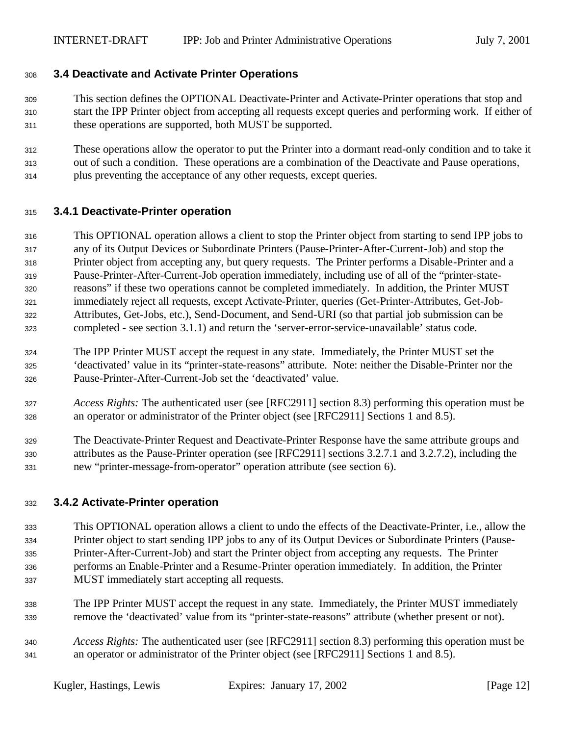### 3.4 Deactivate and Activate Printer Operations

This section defines the OPTIONAL Deactivate-Printer and Activate-Printer operations that stop and start the IPP Printer object from accepting all requests except queries and performing work. If either of these operations are supported, both MUST be supported.

These operations allow the operator to put the Printer into a dormant read-only condition and to take it out of such a condition. These operations are a combination of the Deactivate and Pause operations, plus preventing the acceptance of any other requests, except queries.

#### 3.4.1 Deactivate-Printer operation

This OPTIONAL operation allows a client to stop the Printer object from starting to send IPP jobs to any of its Output Devices or Subordinate Printers (Pause-Printer-After-Current-Job) and stop the Printer object from accepting any, but query requests. The Printer performs a Disable-Printer and a Pause-Printer-After-Current-Job operation immediately, including use of all of the "printer-state-reasons" if these two operations cannot be completed immediately. In addition, the Printer MUST immediately reject all requests, except Activate-Printer, queries (Get-Printer-Attributes, Get-Job-Attributes, Get-Jobs, etc.), Send-Document, and Send-URI (so that partial job submission can be completed - see section 3.1.1) and return the 'server-error-service-unavailable' status code.

The IPP Printer MUST accept the request in any state. Immediately, the Printer MUST set the 'deactivated' value in its "printer-state-reasons" attribute. Note: neither the Disable-Printer nor the Pause-Printer-After-Current-Job set the 'deactivated' value.

*Access Rights:* The authenticated user (see [RFC2911] section 8.3) performing this operation must be an operator or administrator of the Printer object (see [RFC2911] Sections 1 and 8.5).

The Deactivate-Printer Request and Deactivate-Printer Response have the same attribute groups and attributes as the Pause-Printer operation (see [RFC2911] sections 3.2.7.1 and 3.2.7.2), including the new "printer-message-from-operator" operation attribute (see section 6).

#### 3.4.2 Activate-Printer operation

This OPTIONAL operation allows a client to undo the effects of the Deactivate-Printer, i.e., allow the Printer object to start sending IPP jobs to any of its Output Devices or Subordinate Printers (Pause-Printer-After-Current-Job) and start the Printer object from accepting any requests. The Printer performs an Enable-Printer and a Resume-Printer operation immediately. In addition, the Printer MUST immediately start accepting all requests.

The IPP Printer MUST accept the request in any state. Immediately, the Printer MUST immediately remove the 'deactivated' value from its "printer-state-reasons" attribute (whether present or not).

*Access Rights:* The authenticated user (see [RFC2911] section 8.3) performing this operation must be an operator or administrator of the Printer object (see [RFC2911] Sections 1 and 8.5).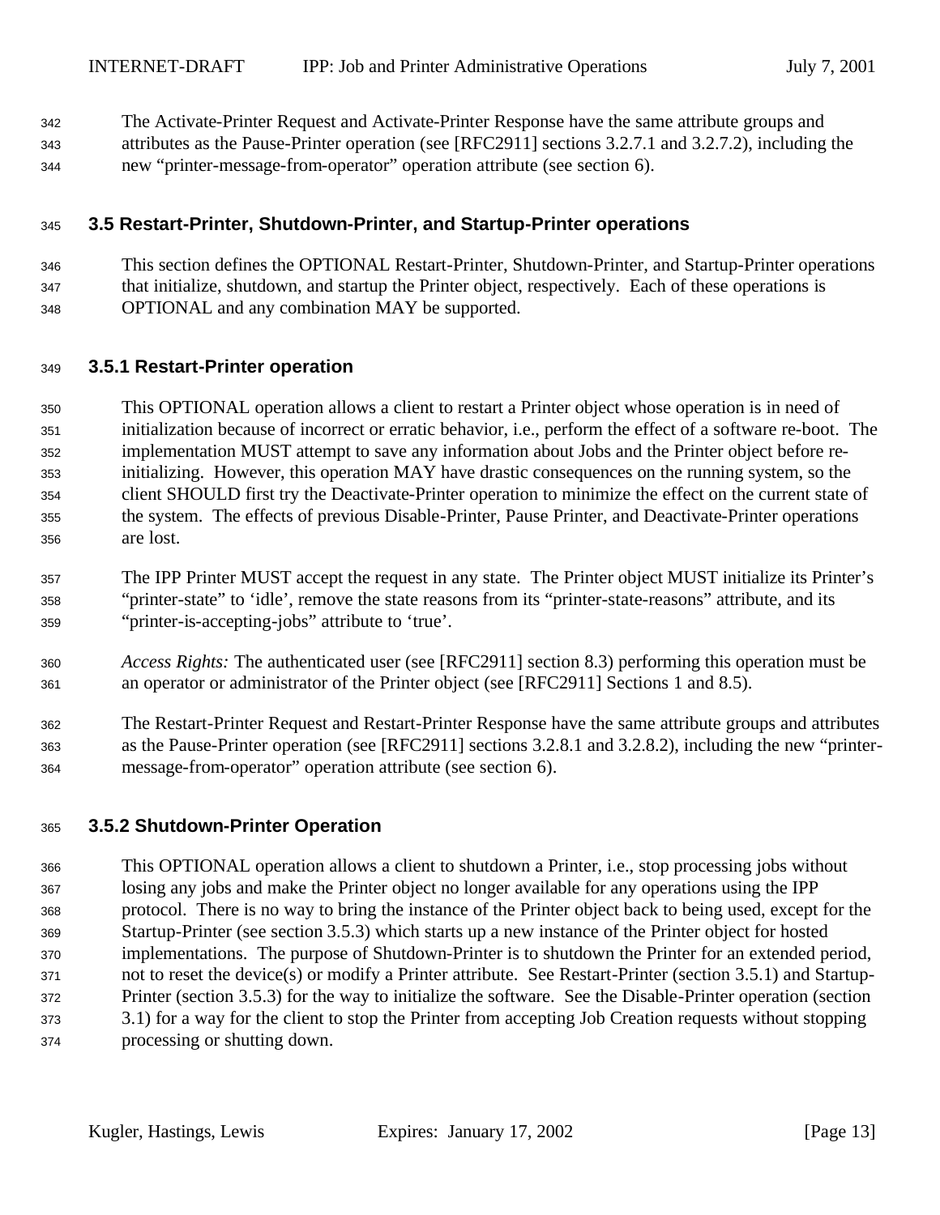The Activate-Printer Request and Activate-Printer Response have the same attribute groups and attributes as the Pause-Printer operation (see [RFC2911] sections 3.2.7.1 and 3.2.7.2), including the new "printer-message-from-operator" operation attribute (see section 6).

### 3.5 Restart-Printer, Shutdown-Printer, and Startup-Printer operations

This section defines the OPTIONAL Restart-Printer, Shutdown-Printer, and Startup-Printer operations that initialize, shutdown, and startup the Printer object, respectively. Each of these operations is OPTIONAL and any combination MAY be supported.

#### 3.5.1 Restart-Printer operation

This OPTIONAL operation allows a client to restart a Printer object whose operation is in need of initialization because of incorrect or erratic behavior, i.e., perform the effect of a software re-boot. The implementation MUST attempt to save any information about Jobs and the Printer object before re-initializing. However, this operation MAY have drastic consequences on the running system, so the client SHOULD first try the Deactivate-Printer operation to minimize the effect on the current state of the system. The effects of previous Disable-Printer, Pause Printer, and Deactivate-Printer operations are lost.

The IPP Printer MUST accept the request in any state. The Printer object MUST initialize its Printer's "printer-state" to 'idle', remove the state reasons from its "printer-state-reasons" attribute, and its "printer-is-accepting-jobs" attribute to 'true'.

*Access Rights:* The authenticated user (see [RFC2911] section 8.3) performing this operation must be an operator or administrator of the Printer object (see [RFC2911] Sections 1 and 8.5).

The Restart-Printer Request and Restart-Printer Response have the same attribute groups and attributes as the Pause-Printer operation (see [RFC2911] sections 3.2.8.1 and 3.2.8.2), including the new "printer-message-from-operator" operation attribute (see section 6).

#### 3.5.2 Shutdown-Printer Operation

This OPTIONAL operation allows a client to shutdown a Printer, i.e., stop processing jobs without losing any jobs and make the Printer object no longer available for any operations using the IPP protocol. There is no way to bring the instance of the Printer object back to being used, except for the Startup-Printer (see section 3.5.3) which starts up a new instance of the Printer object for hosted implementations. The purpose of Shutdown-Printer is to shutdown the Printer for an extended period, not to reset the device(s) or modify a Printer attribute. See Restart-Printer (section 3.5.1) and Startup-Printer (section 3.5.3) for the way to initialize the software. See the Disable-Printer operation (section 3.1) for a way for the client to stop the Printer from accepting Job Creation requests without stopping processing or shutting down.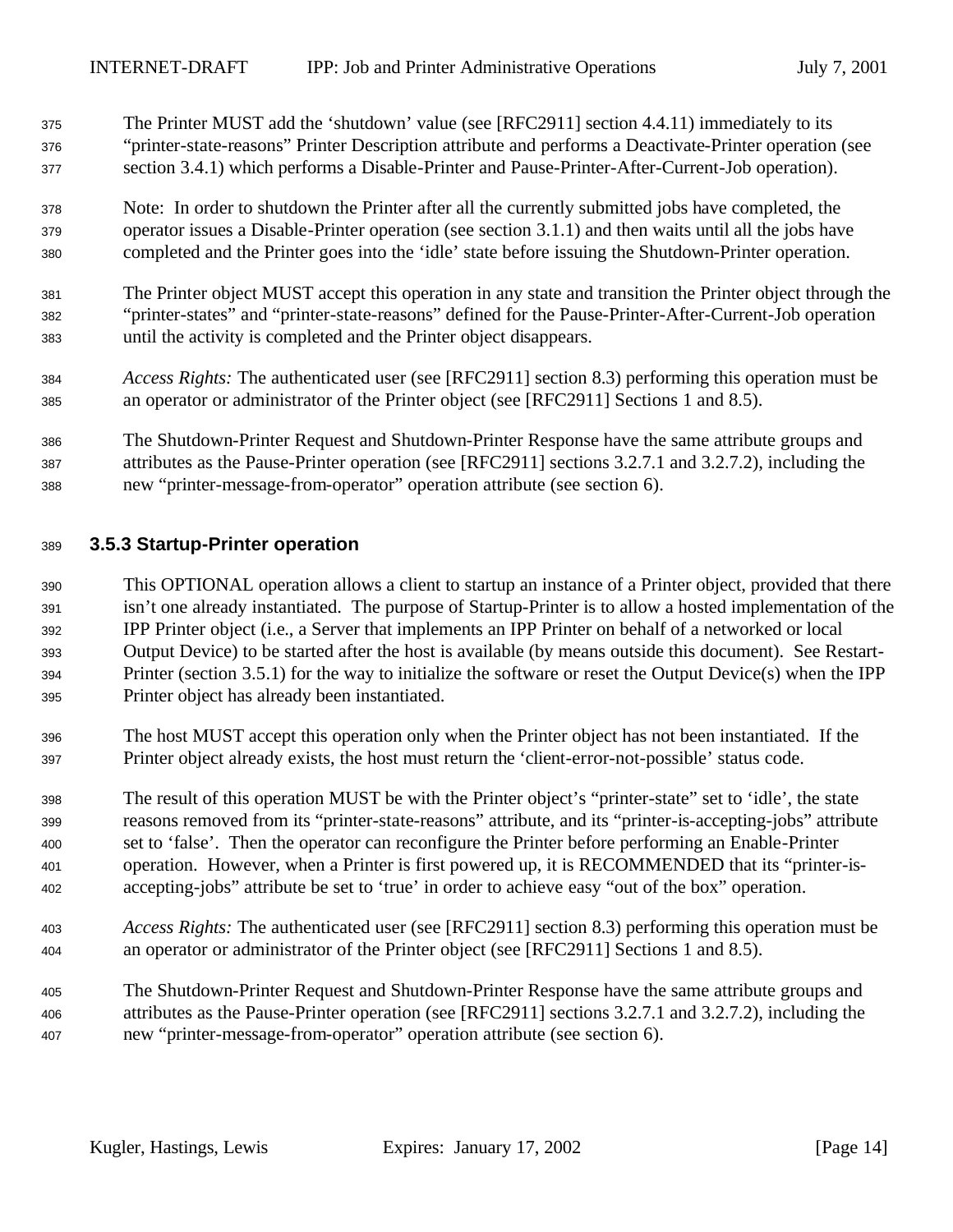The Printer MUST add the 'shutdown' value (see [RFC2911] section 4.4.11) immediately to its "printer-state-reasons" Printer Description attribute and performs a Deactivate-Printer operation (see section 3.4.1) which performs a Disable-Printer and Pause-Printer-After-Current-Job operation).

Note: In order to shutdown the Printer after all the currently submitted jobs have completed, the operator issues a Disable-Printer operation (see section 3.1.1) and then waits until all the jobs have completed and the Printer goes into the 'idle' state before issuing the Shutdown-Printer operation.

The Printer object MUST accept this operation in any state and transition the Printer object through the "printer-states" and "printer-state-reasons" defined for the Pause-Printer-After-Current-Job operation until the activity is completed and the Printer object disappears.

*Access Rights:* The authenticated user (see [RFC2911] section 8.3) performing this operation must be an operator or administrator of the Printer object (see [RFC2911] Sections 1 and 8.5).

The Shutdown-Printer Request and Shutdown-Printer Response have the same attribute groups and attributes as the Pause-Printer operation (see [RFC2911] sections 3.2.7.1 and 3.2.7.2), including the new "printer-message-from-operator" operation attribute (see section 6).

### 3.5.3 Startup-Printer operation

This OPTIONAL operation allows a client to startup an instance of a Printer object, provided that there isn't one already instantiated. The purpose of Startup-Printer is to allow a hosted implementation of the IPP Printer object (i.e., a Server that implements an IPP Printer on behalf of a networked or local Output Device) to be started after the host is available (by means outside this document). See Restart-Printer (section 3.5.1) for the way to initialize the software or reset the Output Device(s) when the IPP Printer object has already been instantiated.

The host MUST accept this operation only when the Printer object has not been instantiated. If the Printer object already exists, the host must return the 'client-error-not-possible' status code.

The result of this operation MUST be with the Printer object's "printer-state" set to 'idle', the state reasons removed from its "printer-state-reasons" attribute, and its "printer-is-accepting-jobs" attribute set to 'false'. Then the operator can reconfigure the Printer before performing an Enable-Printer operation. However, when a Printer is first powered up, it is RECOMMENDED that its "printer-is-accepting-jobs" attribute be set to 'true' in order to achieve easy "out of the box" operation.

*Access Rights:* The authenticated user (see [RFC2911] section 8.3) performing this operation must be an operator or administrator of the Printer object (see [RFC2911] Sections 1 and 8.5).

The Shutdown-Printer Request and Shutdown-Printer Response have the same attribute groups and attributes as the Pause-Printer operation (see [RFC2911] sections 3.2.7.1 and 3.2.7.2), including the new "printer-message-from-operator" operation attribute (see section 6).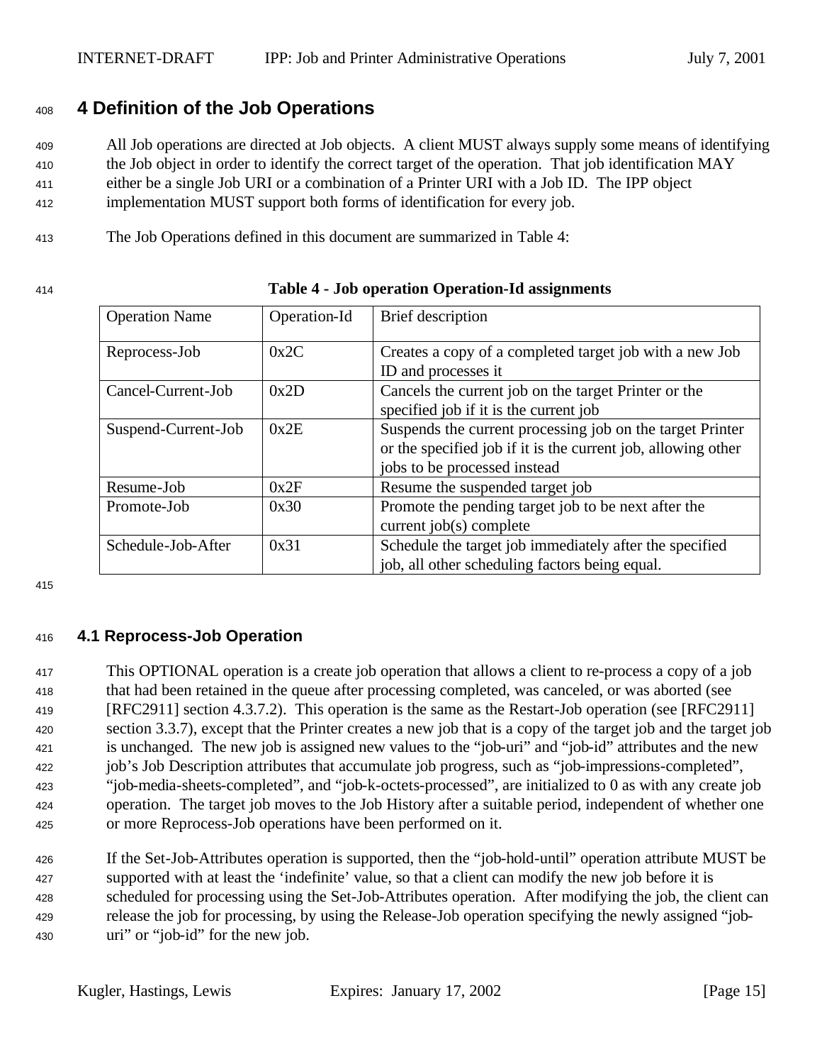# 4 Definition of the Job Operations

All Job operations are directed at Job objects. A client MUST always supply some means of identifying the Job object in order to identify the correct target of the operation. That job identification MAY either be a single Job URI or a combination of a Printer URI with a Job ID. The IPP object implementation MUST support both forms of identification for every job.

The Job Operations defined in this document are summarized in Table 4:

**Table 4 - Job operation Operation-Id assignments**

| Operation Name | Operation-Id | Brief description |
|---|---|---|
| Reprocess-Job | 0x2C | Creates a copy of a completed target job with a new Job ID and processes it |
| Cancel-Current-Job | 0x2D | Cancels the current job on the target Printer or the specified job if it is the current job |
| Suspend-Current-Job | 0x2E | Suspends the current processing job on the target Printer or the specified job if it is the current job, allowing other jobs to be processed instead |
| Resume-Job | 0x2F | Resume the suspended target job |
| Promote-Job | 0x30 | Promote the pending target job to be next after the current job(s) complete |
| Schedule-Job-After | 0x31 | Schedule the target job immediately after the specified job, all other scheduling factors being equal. |

## 4.1 Reprocess-Job Operation

This OPTIONAL operation is a create job operation that allows a client to re-process a copy of a job that had been retained in the queue after processing completed, was canceled, or was aborted (see [RFC2911] section 4.3.7.2). This operation is the same as the Restart-Job operation (see [RFC2911] section 3.3.7), except that the Printer creates a new job that is a copy of the target job and the target job is unchanged. The new job is assigned new values to the "job-uri" and "job-id" attributes and the new job's Job Description attributes that accumulate job progress, such as "job-impressions-completed", "job-media-sheets-completed", and "job-k-octets-processed", are initialized to 0 as with any create job operation. The target job moves to the Job History after a suitable period, independent of whether one or more Reprocess-Job operations have been performed on it.

If the Set-Job-Attributes operation is supported, then the "job-hold-until" operation attribute MUST be supported with at least the 'indefinite' value, so that a client can modify the new job before it is scheduled for processing using the Set-Job-Attributes operation. After modifying the job, the client can release the job for processing, by using the Release-Job operation specifying the newly assigned "job-uri" or "job-id" for the new job.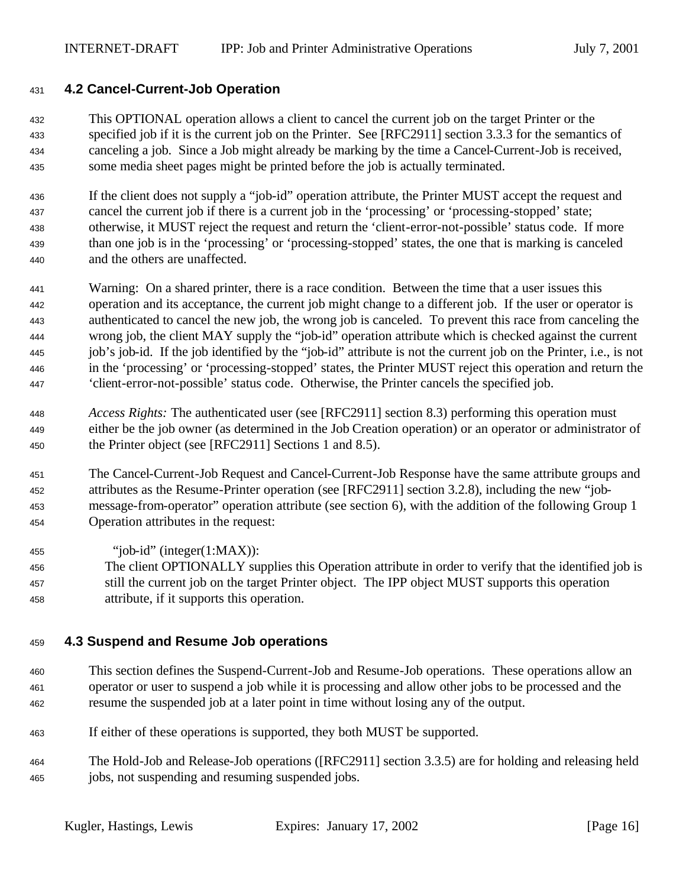### 4.2 Cancel-Current-Job Operation

This OPTIONAL operation allows a client to cancel the current job on the target Printer or the specified job if it is the current job on the Printer. See [RFC2911] section 3.3.3 for the semantics of canceling a job. Since a Job might already be marking by the time a Cancel-Current-Job is received, some media sheet pages might be printed before the job is actually terminated.

If the client does not supply a "job-id" operation attribute, the Printer MUST accept the request and cancel the current job if there is a current job in the 'processing' or 'processing-stopped' state; otherwise, it MUST reject the request and return the 'client-error-not-possible' status code. If more than one job is in the 'processing' or 'processing-stopped' states, the one that is marking is canceled and the others are unaffected.

Warning: On a shared printer, there is a race condition. Between the time that a user issues this operation and its acceptance, the current job might change to a different job. If the user or operator is authenticated to cancel the new job, the wrong job is canceled. To prevent this race from canceling the wrong job, the client MAY supply the "job-id" operation attribute which is checked against the current job's job-id. If the job identified by the "job-id" attribute is not the current job on the Printer, i.e., is not in the 'processing' or 'processing-stopped' states, the Printer MUST reject this operation and return the 'client-error-not-possible' status code. Otherwise, the Printer cancels the specified job.

*Access Rights:* The authenticated user (see [RFC2911] section 8.3) performing this operation must either be the job owner (as determined in the Job Creation operation) or an operator or administrator of the Printer object (see [RFC2911] Sections 1 and 8.5).

The Cancel-Current-Job Request and Cancel-Current-Job Response have the same attribute groups and attributes as the Resume-Printer operation (see [RFC2911] section 3.2.8), including the new "job-message-from-operator" operation attribute (see section 6), with the addition of the following Group 1 Operation attributes in the request:

"job-id" (integer(1:MAX)):
The client OPTIONALLY supplies this Operation attribute in order to verify that the identified job is still the current job on the target Printer object. The IPP object MUST supports this operation attribute, if it supports this operation.

### 4.3 Suspend and Resume Job operations

This section defines the Suspend-Current-Job and Resume-Job operations. These operations allow an operator or user to suspend a job while it is processing and allow other jobs to be processed and the resume the suspended job at a later point in time without losing any of the output.

If either of these operations is supported, they both MUST be supported.

The Hold-Job and Release-Job operations ([RFC2911] section 3.3.5) are for holding and releasing held jobs, not suspending and resuming suspended jobs.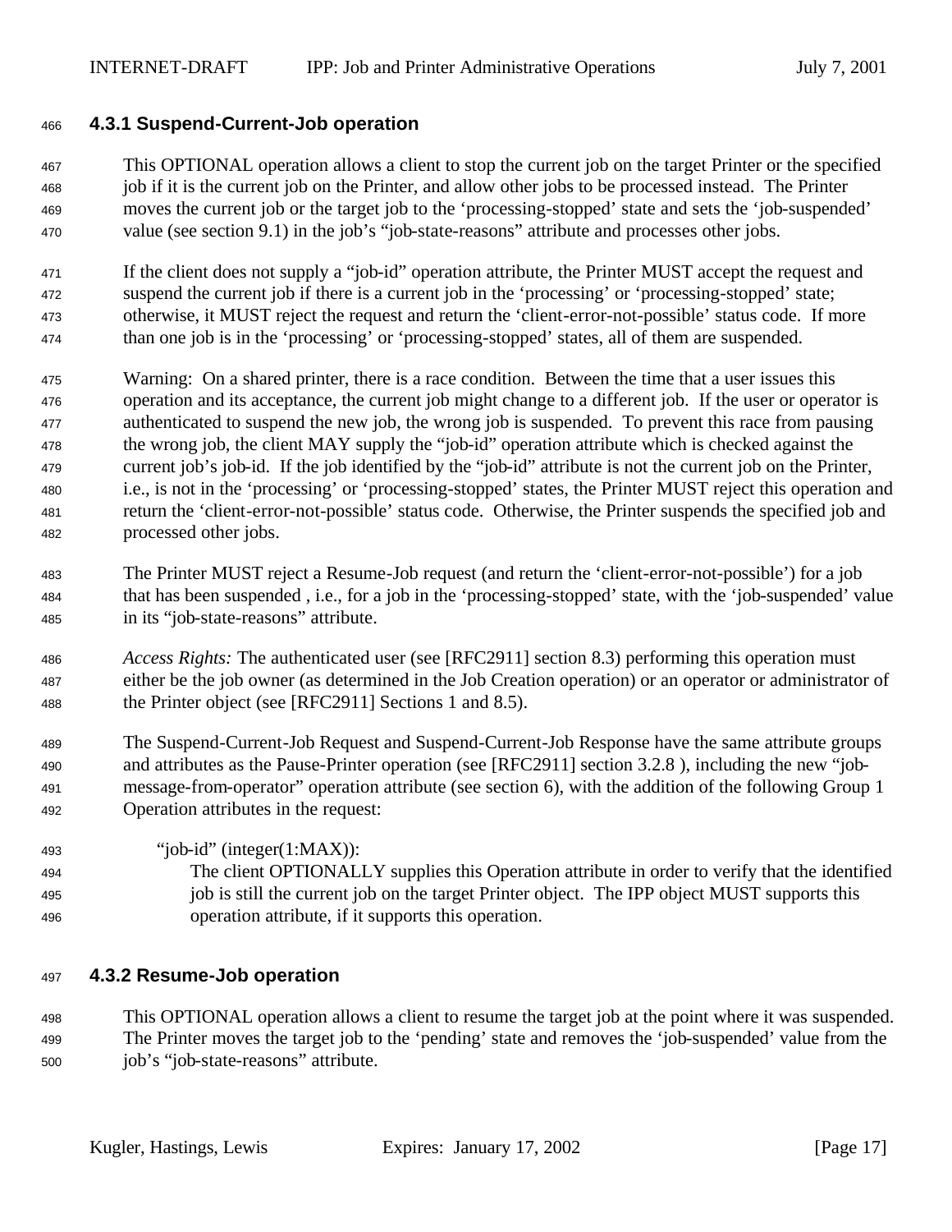### 4.3.1 Suspend-Current-Job operation

This OPTIONAL operation allows a client to stop the current job on the target Printer or the specified job if it is the current job on the Printer, and allow other jobs to be processed instead. The Printer moves the current job or the target job to the ‘processing-stopped’ state and sets the ‘job-suspended’ value (see section 9.1) in the job’s “job-state-reasons” attribute and processes other jobs.

If the client does not supply a “job-id” operation attribute, the Printer MUST accept the request and suspend the current job if there is a current job in the ‘processing’ or ‘processing-stopped’ state; otherwise, it MUST reject the request and return the ‘client-error-not-possible’ status code. If more than one job is in the ‘processing’ or ‘processing-stopped’ states, all of them are suspended.

Warning: On a shared printer, there is a race condition. Between the time that a user issues this operation and its acceptance, the current job might change to a different job. If the user or operator is authenticated to suspend the new job, the wrong job is suspended. To prevent this race from pausing the wrong job, the client MAY supply the “job-id” operation attribute which is checked against the current job’s job-id. If the job identified by the “job-id” attribute is not the current job on the Printer, i.e., is not in the ‘processing’ or ‘processing-stopped’ states, the Printer MUST reject this operation and return the ‘client-error-not-possible’ status code. Otherwise, the Printer suspends the specified job and processed other jobs.

The Printer MUST reject a Resume-Job request (and return the ‘client-error-not-possible’) for a job that has been suspended , i.e., for a job in the ‘processing-stopped’ state, with the ‘job-suspended’ value in its “job-state-reasons” attribute.

*Access Rights:* The authenticated user (see [RFC2911] section 8.3) performing this operation must either be the job owner (as determined in the Job Creation operation) or an operator or administrator of the Printer object (see [RFC2911] Sections 1 and 8.5).

The Suspend-Current-Job Request and Suspend-Current-Job Response have the same attribute groups and attributes as the Pause-Printer operation (see [RFC2911] section 3.2.8 ), including the new “job-message-from-operator” operation attribute (see section 6), with the addition of the following Group 1 Operation attributes in the request:

“job-id” (integer(1:MAX)):
The client OPTIONALLY supplies this Operation attribute in order to verify that the identified job is still the current job on the target Printer object. The IPP object MUST supports this operation attribute, if it supports this operation.

### 4.3.2 Resume-Job operation

This OPTIONAL operation allows a client to resume the target job at the point where it was suspended. The Printer moves the target job to the ‘pending’ state and removes the ‘job-suspended’ value from the job’s “job-state-reasons” attribute.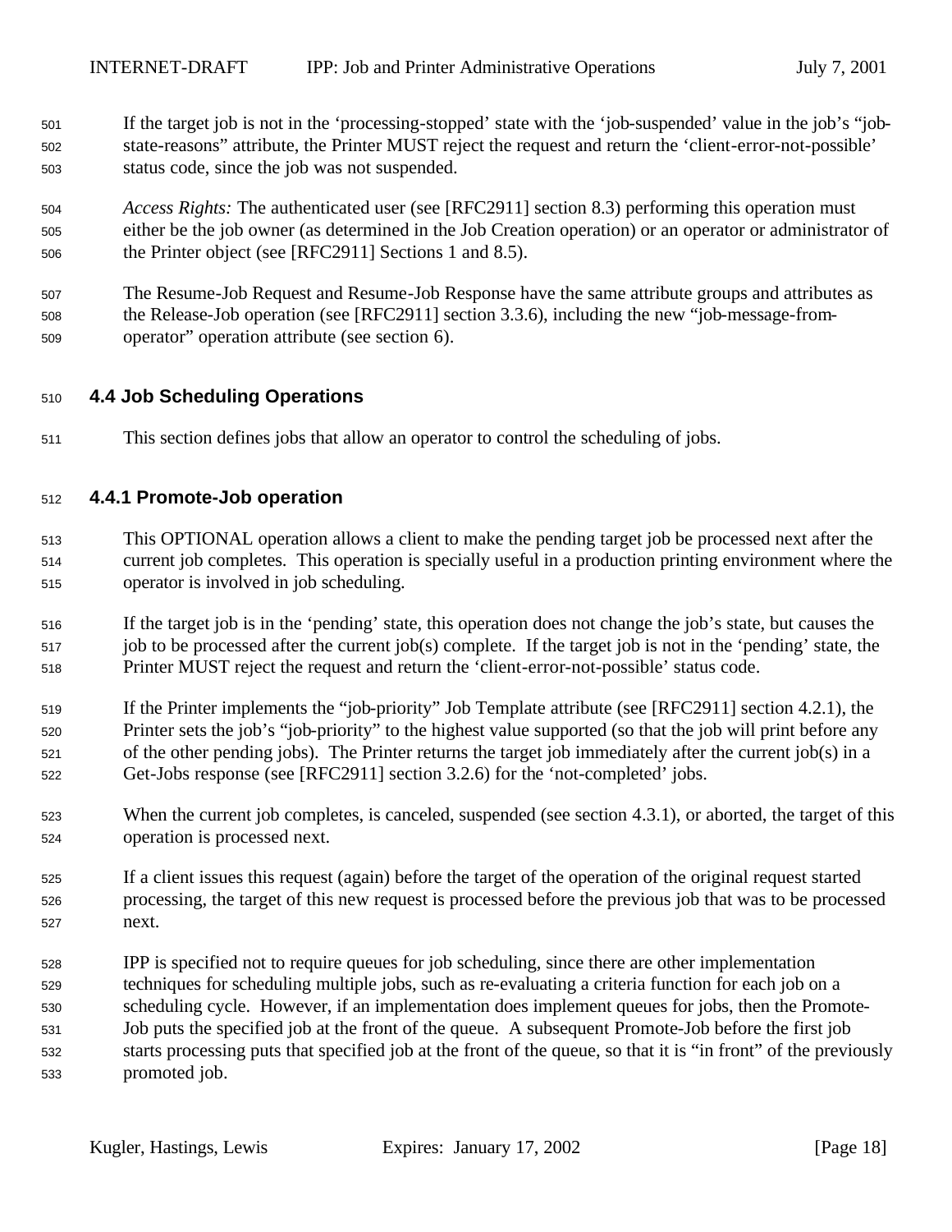If the target job is not in the 'processing-stopped' state with the 'job-suspended' value in the job's "job-state-reasons" attribute, the Printer MUST reject the request and return the 'client-error-not-possible' status code, since the job was not suspended.

*Access Rights:* The authenticated user (see [RFC2911] section 8.3) performing this operation must either be the job owner (as determined in the Job Creation operation) or an operator or administrator of the Printer object (see [RFC2911] Sections 1 and 8.5).

The Resume-Job Request and Resume-Job Response have the same attribute groups and attributes as the Release-Job operation (see [RFC2911] section 3.3.6), including the new "job-message-from-operator" operation attribute (see section 6).

## 4.4 Job Scheduling Operations

This section defines jobs that allow an operator to control the scheduling of jobs.

### 4.4.1 Promote-Job operation

This OPTIONAL operation allows a client to make the pending target job be processed next after the current job completes. This operation is specially useful in a production printing environment where the operator is involved in job scheduling.

If the target job is in the 'pending' state, this operation does not change the job's state, but causes the job to be processed after the current job(s) complete. If the target job is not in the 'pending' state, the Printer MUST reject the request and return the 'client-error-not-possible' status code.

If the Printer implements the "job-priority" Job Template attribute (see [RFC2911] section 4.2.1), the Printer sets the job's "job-priority" to the highest value supported (so that the job will print before any of the other pending jobs). The Printer returns the target job immediately after the current job(s) in a Get-Jobs response (see [RFC2911] section 3.2.6) for the 'not-completed' jobs.

When the current job completes, is canceled, suspended (see section 4.3.1), or aborted, the target of this operation is processed next.

If a client issues this request (again) before the target of the operation of the original request started processing, the target of this new request is processed before the previous job that was to be processed next.

IPP is specified not to require queues for job scheduling, since there are other implementation techniques for scheduling multiple jobs, such as re-evaluating a criteria function for each job on a scheduling cycle. However, if an implementation does implement queues for jobs, then the Promote-Job puts the specified job at the front of the queue. A subsequent Promote-Job before the first job starts processing puts that specified job at the front of the queue, so that it is "in front" of the previously promoted job.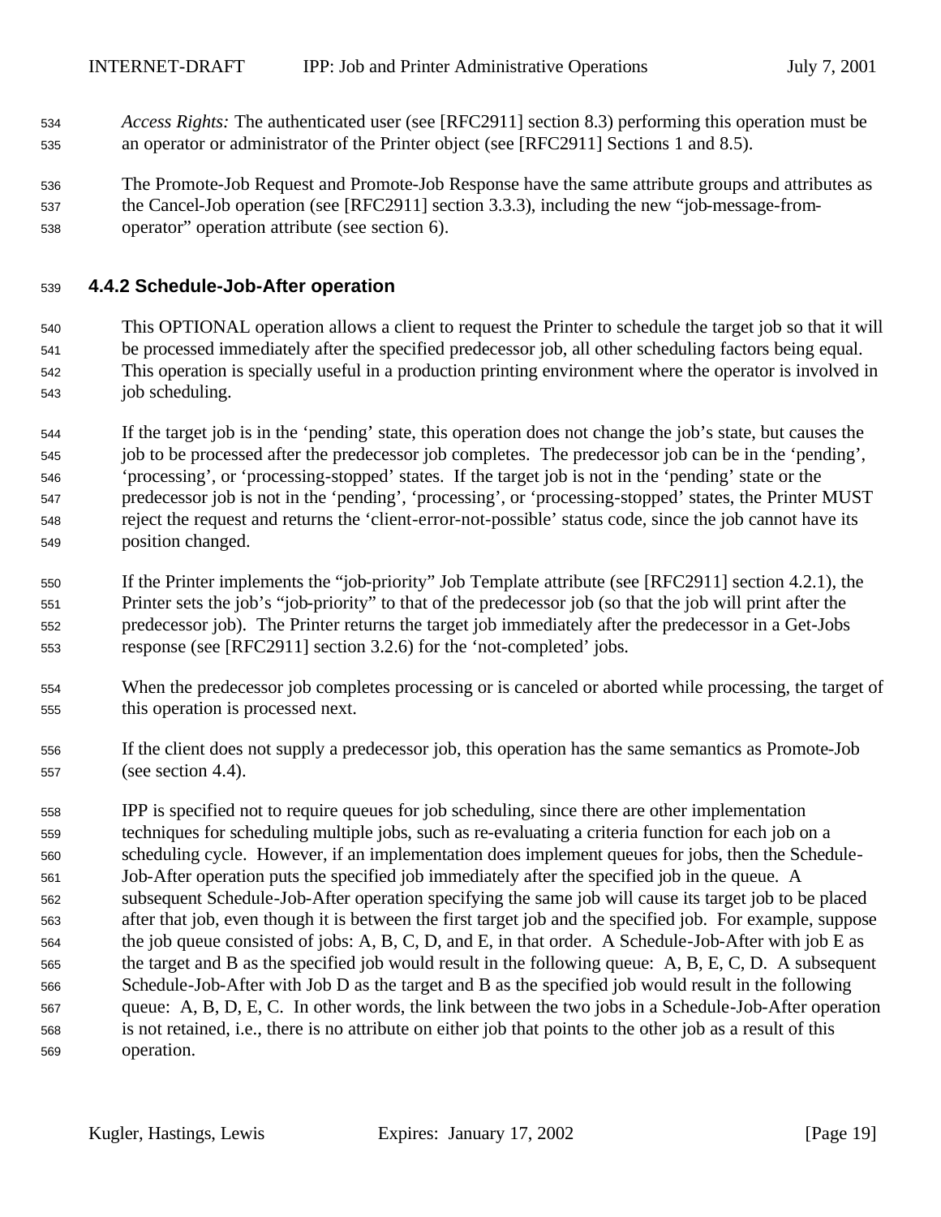*Access Rights:* The authenticated user (see [RFC2911] section 8.3) performing this operation must be an operator or administrator of the Printer object (see [RFC2911] Sections 1 and 8.5).

The Promote-Job Request and Promote-Job Response have the same attribute groups and attributes as the Cancel-Job operation (see [RFC2911] section 3.3.3), including the new "job-message-from-operator" operation attribute (see section 6).

### 4.4.2 Schedule-Job-After operation

This OPTIONAL operation allows a client to request the Printer to schedule the target job so that it will be processed immediately after the specified predecessor job, all other scheduling factors being equal. This operation is specially useful in a production printing environment where the operator is involved in job scheduling.

If the target job is in the 'pending' state, this operation does not change the job's state, but causes the job to be processed after the predecessor job completes. The predecessor job can be in the 'pending', 'processing', or 'processing-stopped' states. If the target job is not in the 'pending' state or the predecessor job is not in the 'pending', 'processing', or 'processing-stopped' states, the Printer MUST reject the request and returns the 'client-error-not-possible' status code, since the job cannot have its position changed.

If the Printer implements the "job-priority" Job Template attribute (see [RFC2911] section 4.2.1), the Printer sets the job's "job-priority" to that of the predecessor job (so that the job will print after the predecessor job). The Printer returns the target job immediately after the predecessor in a Get-Jobs response (see [RFC2911] section 3.2.6) for the 'not-completed' jobs.

When the predecessor job completes processing or is canceled or aborted while processing, the target of this operation is processed next.

If the client does not supply a predecessor job, this operation has the same semantics as Promote-Job (see section 4.4).

IPP is specified not to require queues for job scheduling, since there are other implementation techniques for scheduling multiple jobs, such as re-evaluating a criteria function for each job on a scheduling cycle. However, if an implementation does implement queues for jobs, then the Schedule-Job-After operation puts the specified job immediately after the specified job in the queue. A subsequent Schedule-Job-After operation specifying the same job will cause its target job to be placed after that job, even though it is between the first target job and the specified job. For example, suppose the job queue consisted of jobs: A, B, C, D, and E, in that order. A Schedule-Job-After with job E as the target and B as the specified job would result in the following queue: A, B, E, C, D. A subsequent Schedule-Job-After with Job D as the target and B as the specified job would result in the following queue: A, B, D, E, C. In other words, the link between the two jobs in a Schedule-Job-After operation is not retained, i.e., there is no attribute on either job that points to the other job as a result of this operation.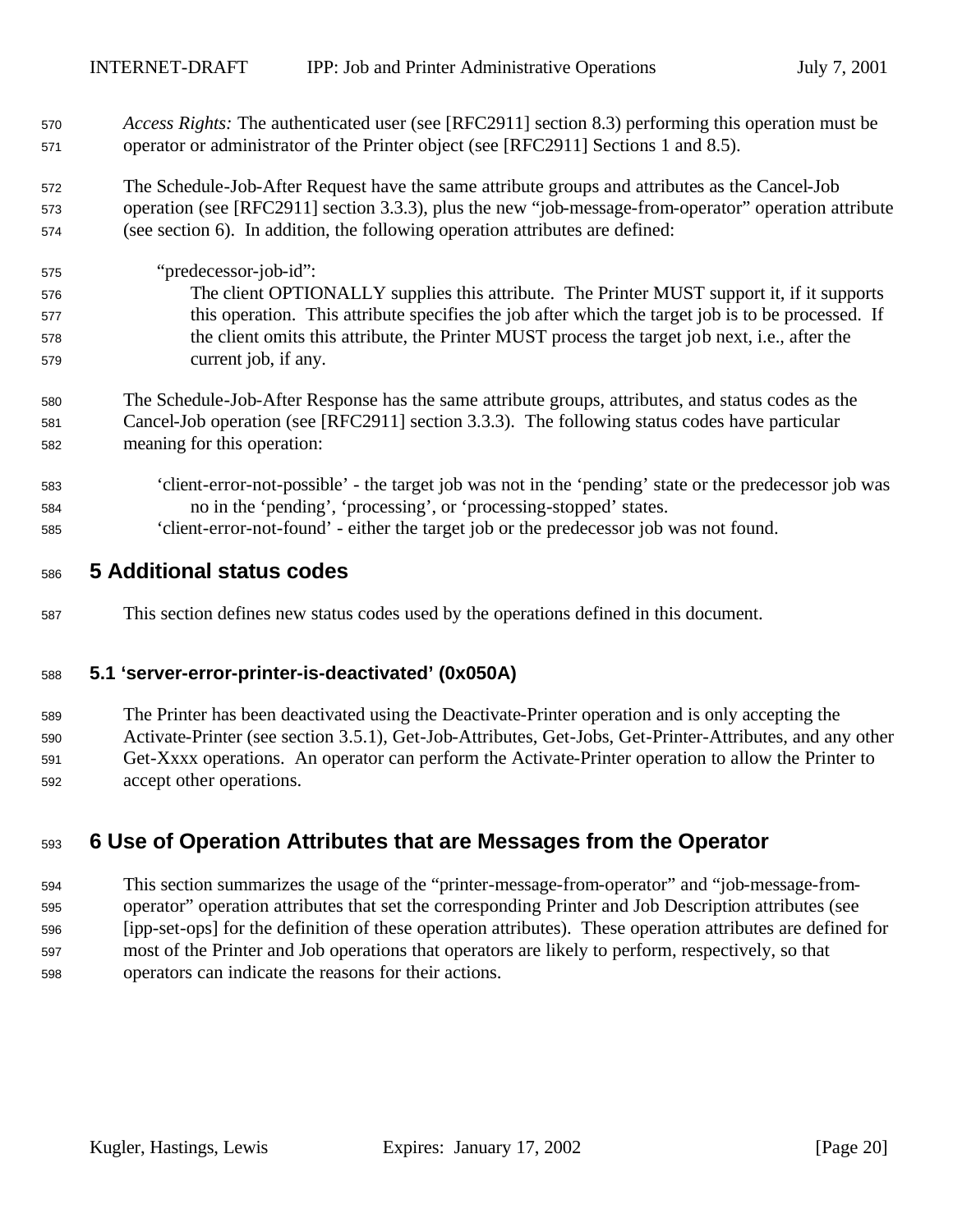*Access Rights:* The authenticated user (see [RFC2911] section 8.3) performing this operation must be operator or administrator of the Printer object (see [RFC2911] Sections 1 and 8.5).

The Schedule-Job-After Request have the same attribute groups and attributes as the Cancel-Job operation (see [RFC2911] section 3.3.3), plus the new "job-message-from-operator" operation attribute (see section 6). In addition, the following operation attributes are defined:

"predecessor-job-id":
The client OPTIONALLY supplies this attribute. The Printer MUST support it, if it supports this operation. This attribute specifies the job after which the target job is to be processed. If the client omits this attribute, the Printer MUST process the target job next, i.e., after the current job, if any.

The Schedule-Job-After Response has the same attribute groups, attributes, and status codes as the Cancel-Job operation (see [RFC2911] section 3.3.3). The following status codes have particular meaning for this operation:

'client-error-not-possible' - the target job was not in the 'pending' state or the predecessor job was no in the 'pending', 'processing', or 'processing-stopped' states.
'client-error-not-found' - either the target job or the predecessor job was not found.

# 5 Additional status codes

This section defines new status codes used by the operations defined in this document.

## 5.1 'server-error-printer-is-deactivated' (0x050A)

The Printer has been deactivated using the Deactivate-Printer operation and is only accepting the Activate-Printer (see section 3.5.1), Get-Job-Attributes, Get-Jobs, Get-Printer-Attributes, and any other Get-Xxxx operations. An operator can perform the Activate-Printer operation to allow the Printer to accept other operations.

# 6 Use of Operation Attributes that are Messages from the Operator

This section summarizes the usage of the "printer-message-from-operator" and "job-message-from-operator" operation attributes that set the corresponding Printer and Job Description attributes (see [ipp-set-ops] for the definition of these operation attributes). These operation attributes are defined for most of the Printer and Job operations that operators are likely to perform, respectively, so that operators can indicate the reasons for their actions.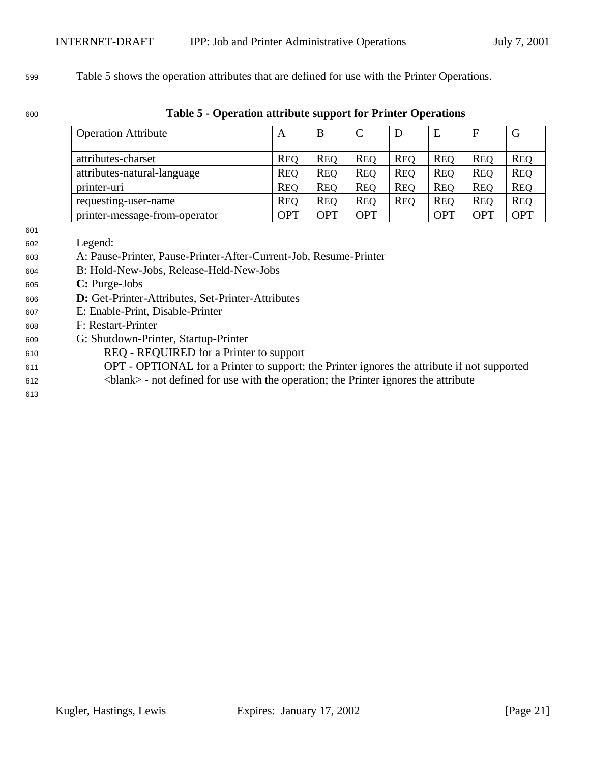Table 5 shows the operation attributes that are defined for use with the Printer Operations.

**Table 5 - Operation attribute support for Printer Operations**

| Operation Attribute | A | B | C | D | E | F | G |
|---|---|---|---|---|---|---|---|
| attributes-charset | REQ | REQ | REQ | REQ | REQ | REQ | REQ |
| attributes-natural-language | REQ | REQ | REQ | REQ | REQ | REQ | REQ |
| printer-uri | REQ | REQ | REQ | REQ | REQ | REQ | REQ |
| requesting-user-name | REQ | REQ | REQ | REQ | REQ | REQ | REQ |
| printer-message-from-operator | OPT | OPT | OPT | | OPT | OPT | OPT |

Legend:
A: Pause-Printer, Pause-Printer-After-Current-Job, Resume-Printer
B: Hold-New-Jobs, Release-Held-New-Jobs
**C:** Purge-Jobs
**D:** Get-Printer-Attributes, Set-Printer-Attributes
E: Enable-Print, Disable-Printer
F: Restart-Printer
G: Shutdown-Printer, Startup-Printer

REQ - REQUIRED for a Printer to support
OPT - OPTIONAL for a Printer to support; the Printer ignores the attribute if not supported
<blank> - not defined for use with the operation; the Printer ignores the attribute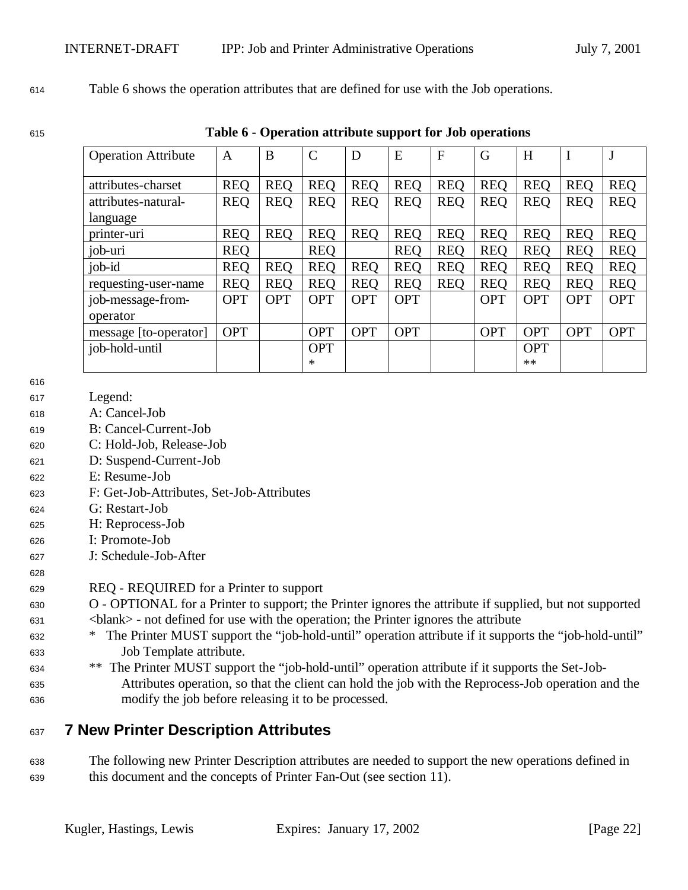Table 6 shows the operation attributes that are defined for use with the Job operations.

**Table 6 - Operation attribute support for Job operations**

| Operation Attribute | A | B | C | D | E | F | G | H | I | J |
|---|---|---|---|---|---|---|---|---|---|---|
| attributes-charset | REQ | REQ | REQ | REQ | REQ | REQ | REQ | REQ | REQ | REQ |
| attributes-natural-language | REQ | REQ | REQ | REQ | REQ | REQ | REQ | REQ | REQ | REQ |
| printer-uri | REQ | REQ | REQ | REQ | REQ | REQ | REQ | REQ | REQ | REQ |
| job-uri | REQ | | REQ | | REQ | REQ | REQ | REQ | REQ | REQ |
| job-id | REQ | REQ | REQ | REQ | REQ | REQ | REQ | REQ | REQ | REQ |
| requesting-user-name | REQ | REQ | REQ | REQ | REQ | REQ | REQ | REQ | REQ | REQ |
| job-message-from-operator | OPT | OPT | OPT | OPT | OPT | | OPT | OPT | OPT | OPT |
| message [to-operator] | OPT | | OPT | OPT | OPT | | OPT | OPT | OPT | OPT |
| job-hold-until | | | OPT * | | | | | OPT ** | | |

Legend:
A: Cancel-Job
B: Cancel-Current-Job
C: Hold-Job, Release-Job
D: Suspend-Current-Job
E: Resume-Job
F: Get-Job-Attributes, Set-Job-Attributes
G: Restart-Job
H: Reprocess-Job
I: Promote-Job
J: Schedule-Job-After

REQ - REQUIRED for a Printer to support
O - OPTIONAL for a Printer to support; the Printer ignores the attribute if supplied, but not supported
<blank> - not defined for use with the operation; the Printer ignores the attribute
* The Printer MUST support the "job-hold-until" operation attribute if it supports the "job-hold-until" Job Template attribute.
** The Printer MUST support the "job-hold-until" operation attribute if it supports the Set-Job-Attributes operation, so that the client can hold the job with the Reprocess-Job operation and the modify the job before releasing it to be processed.

# 7 New Printer Description Attributes

The following new Printer Description attributes are needed to support the new operations defined in this document and the concepts of Printer Fan-Out (see section 11).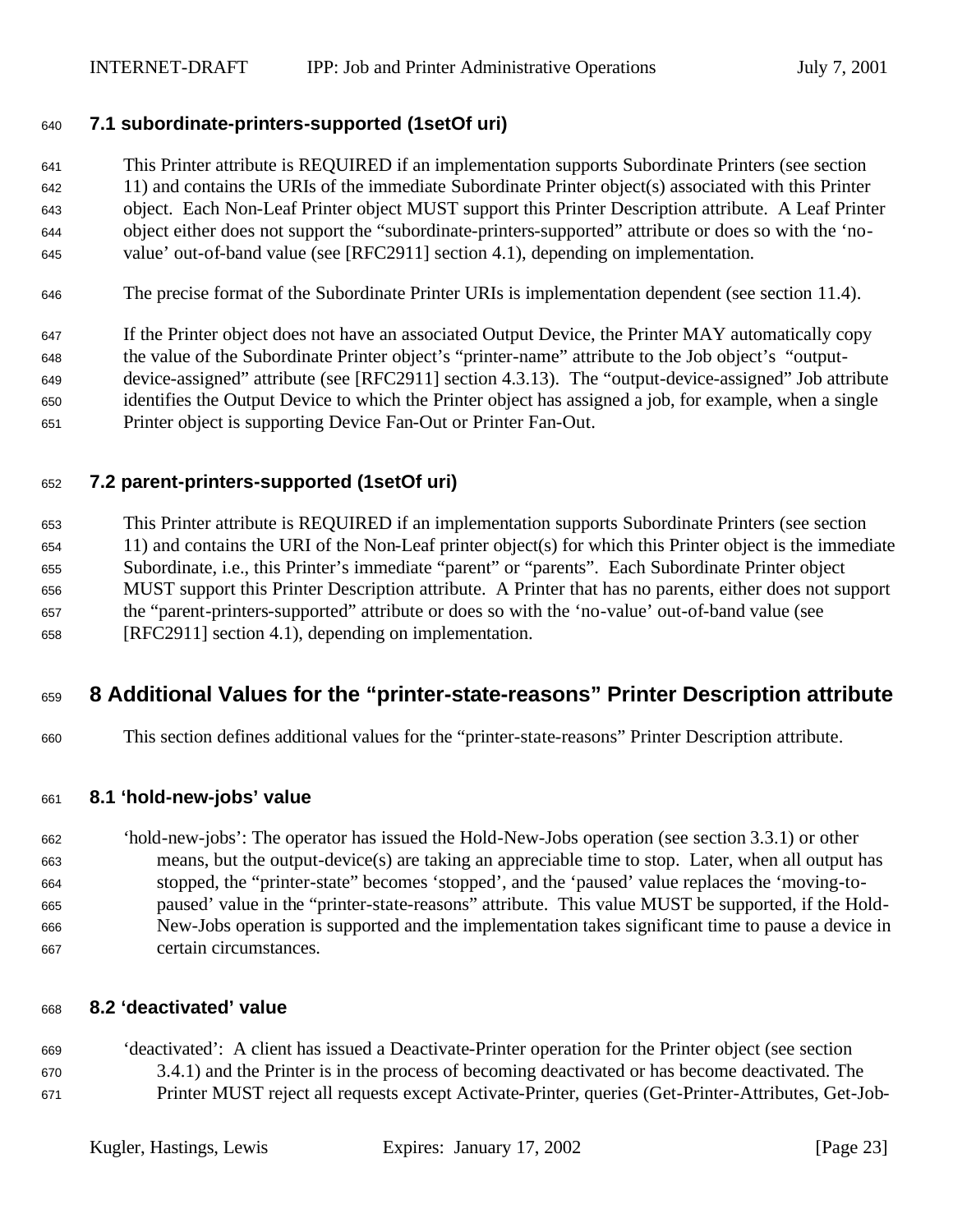### 7.1 subordinate-printers-supported (1setOf uri)

This Printer attribute is REQUIRED if an implementation supports Subordinate Printers (see section 11) and contains the URIs of the immediate Subordinate Printer object(s) associated with this Printer object. Each Non-Leaf Printer object MUST support this Printer Description attribute. A Leaf Printer object either does not support the "subordinate-printers-supported" attribute or does so with the 'no-value' out-of-band value (see [RFC2911] section 4.1), depending on implementation.

The precise format of the Subordinate Printer URIs is implementation dependent (see section 11.4).

If the Printer object does not have an associated Output Device, the Printer MAY automatically copy the value of the Subordinate Printer object's "printer-name" attribute to the Job object's "output-device-assigned" attribute (see [RFC2911] section 4.3.13). The "output-device-assigned" Job attribute identifies the Output Device to which the Printer object has assigned a job, for example, when a single Printer object is supporting Device Fan-Out or Printer Fan-Out.

### 7.2 parent-printers-supported (1setOf uri)

This Printer attribute is REQUIRED if an implementation supports Subordinate Printers (see section 11) and contains the URI of the Non-Leaf printer object(s) for which this Printer object is the immediate Subordinate, i.e., this Printer's immediate "parent" or "parents". Each Subordinate Printer object MUST support this Printer Description attribute. A Printer that has no parents, either does not support the "parent-printers-supported" attribute or does so with the 'no-value' out-of-band value (see [RFC2911] section 4.1), depending on implementation.

## 8 Additional Values for the "printer-state-reasons" Printer Description attribute

This section defines additional values for the "printer-state-reasons" Printer Description attribute.

### 8.1 'hold-new-jobs' value

'hold-new-jobs': The operator has issued the Hold-New-Jobs operation (see section 3.3.1) or other means, but the output-device(s) are taking an appreciable time to stop. Later, when all output has stopped, the "printer-state" becomes 'stopped', and the 'paused' value replaces the 'moving-to-paused' value in the "printer-state-reasons" attribute. This value MUST be supported, if the Hold-New-Jobs operation is supported and the implementation takes significant time to pause a device in certain circumstances.

### 8.2 'deactivated' value

'deactivated': A client has issued a Deactivate-Printer operation for the Printer object (see section 3.4.1) and the Printer is in the process of becoming deactivated or has become deactivated. The Printer MUST reject all requests except Activate-Printer, queries (Get-Printer-Attributes, Get-Job-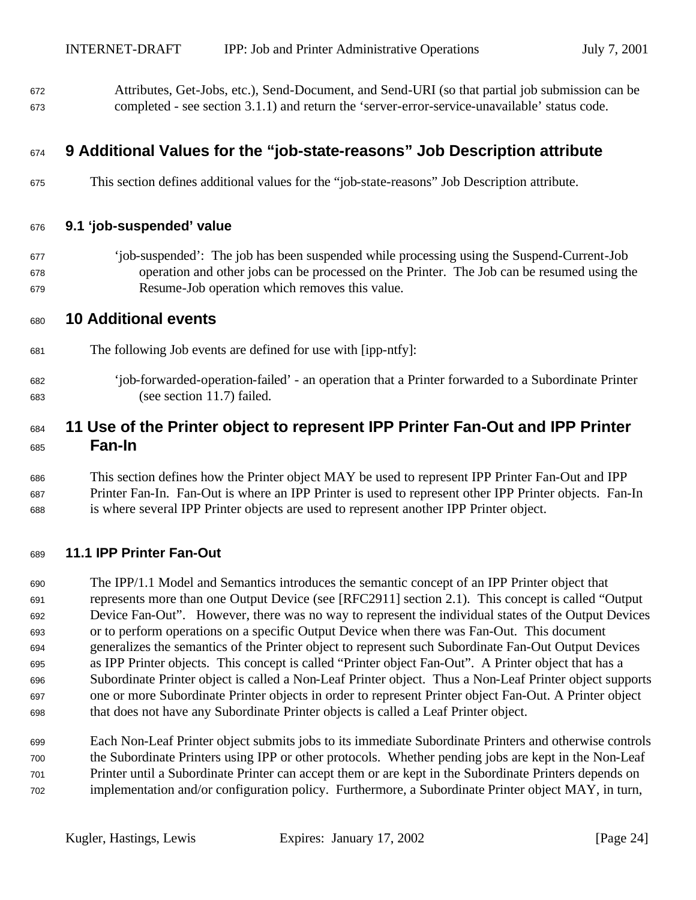Attributes, Get-Jobs, etc.), Send-Document, and Send-URI (so that partial job submission can be completed - see section 3.1.1) and return the 'server-error-service-unavailable' status code.

# 9 Additional Values for the "job-state-reasons" Job Description attribute

This section defines additional values for the "job-state-reasons" Job Description attribute.

## 9.1 'job-suspended' value

'job-suspended': The job has been suspended while processing using the Suspend-Current-Job operation and other jobs can be processed on the Printer. The Job can be resumed using the Resume-Job operation which removes this value.

# 10 Additional events

The following Job events are defined for use with [ipp-ntfy]:

'job-forwarded-operation-failed' - an operation that a Printer forwarded to a Subordinate Printer (see section 11.7) failed.

# 11 Use of the Printer object to represent IPP Printer Fan-Out and IPP Printer Fan-In

This section defines how the Printer object MAY be used to represent IPP Printer Fan-Out and IPP Printer Fan-In. Fan-Out is where an IPP Printer is used to represent other IPP Printer objects. Fan-In is where several IPP Printer objects are used to represent another IPP Printer object.

## 11.1 IPP Printer Fan-Out

The IPP/1.1 Model and Semantics introduces the semantic concept of an IPP Printer object that represents more than one Output Device (see [RFC2911] section 2.1). This concept is called "Output Device Fan-Out". However, there was no way to represent the individual states of the Output Devices or to perform operations on a specific Output Device when there was Fan-Out. This document generalizes the semantics of the Printer object to represent such Subordinate Fan-Out Output Devices as IPP Printer objects. This concept is called "Printer object Fan-Out". A Printer object that has a Subordinate Printer object is called a Non-Leaf Printer object. Thus a Non-Leaf Printer object supports one or more Subordinate Printer objects in order to represent Printer object Fan-Out. A Printer object that does not have any Subordinate Printer objects is called a Leaf Printer object.

Each Non-Leaf Printer object submits jobs to its immediate Subordinate Printers and otherwise controls the Subordinate Printers using IPP or other protocols. Whether pending jobs are kept in the Non-Leaf Printer until a Subordinate Printer can accept them or are kept in the Subordinate Printers depends on implementation and/or configuration policy. Furthermore, a Subordinate Printer object MAY, in turn,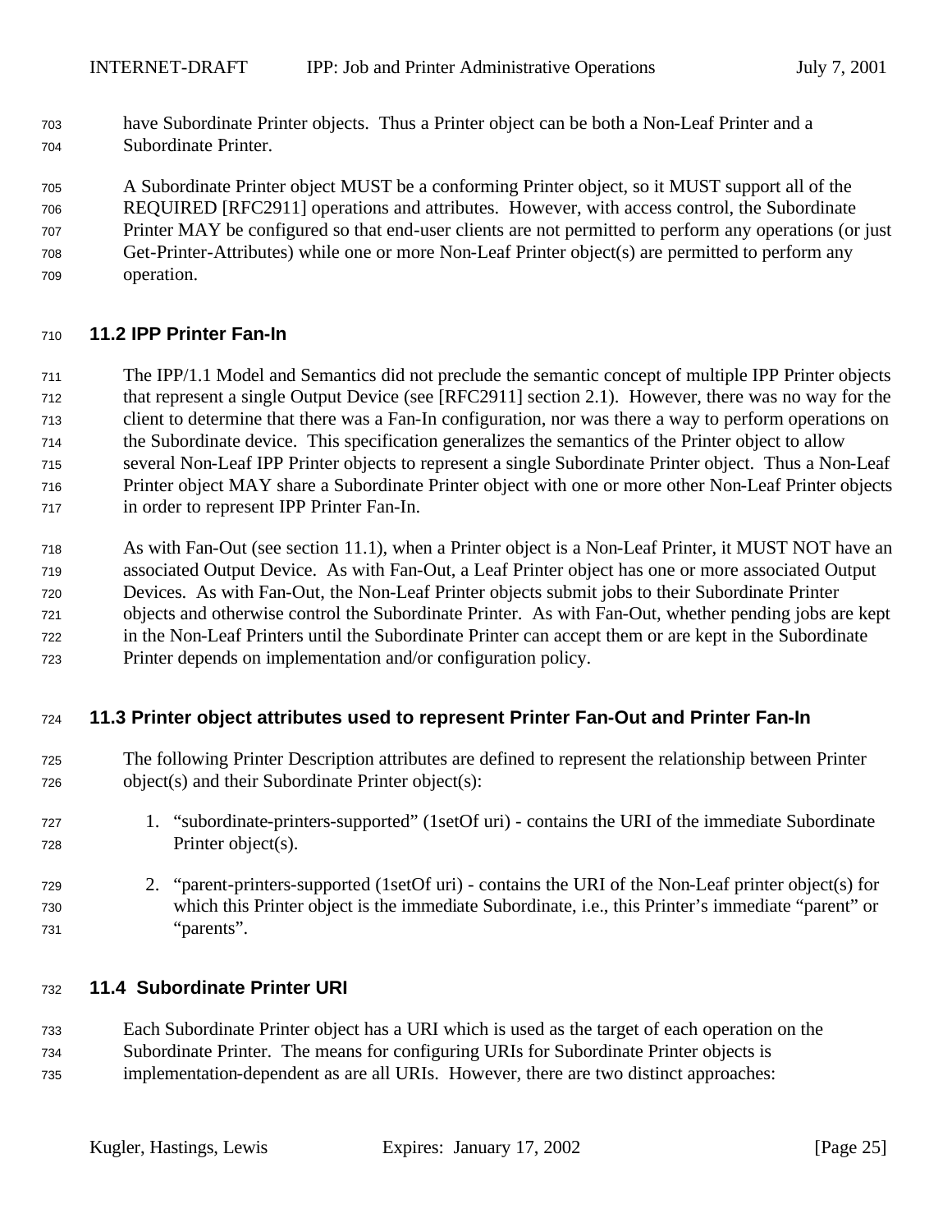have Subordinate Printer objects. Thus a Printer object can be both a Non-Leaf Printer and a Subordinate Printer.

A Subordinate Printer object MUST be a conforming Printer object, so it MUST support all of the REQUIRED [RFC2911] operations and attributes. However, with access control, the Subordinate Printer MAY be configured so that end-user clients are not permitted to perform any operations (or just Get-Printer-Attributes) while one or more Non-Leaf Printer object(s) are permitted to perform any operation.

## 11.2 IPP Printer Fan-In

The IPP/1.1 Model and Semantics did not preclude the semantic concept of multiple IPP Printer objects that represent a single Output Device (see [RFC2911] section 2.1). However, there was no way for the client to determine that there was a Fan-In configuration, nor was there a way to perform operations on the Subordinate device. This specification generalizes the semantics of the Printer object to allow several Non-Leaf IPP Printer objects to represent a single Subordinate Printer object. Thus a Non-Leaf Printer object MAY share a Subordinate Printer object with one or more other Non-Leaf Printer objects in order to represent IPP Printer Fan-In.

As with Fan-Out (see section 11.1), when a Printer object is a Non-Leaf Printer, it MUST NOT have an associated Output Device. As with Fan-Out, a Leaf Printer object has one or more associated Output Devices. As with Fan-Out, the Non-Leaf Printer objects submit jobs to their Subordinate Printer objects and otherwise control the Subordinate Printer. As with Fan-Out, whether pending jobs are kept in the Non-Leaf Printers until the Subordinate Printer can accept them or are kept in the Subordinate Printer depends on implementation and/or configuration policy.

## 11.3 Printer object attributes used to represent Printer Fan-Out and Printer Fan-In

The following Printer Description attributes are defined to represent the relationship between Printer object(s) and their Subordinate Printer object(s):

1. "subordinate-printers-supported" (1setOf uri) - contains the URI of the immediate Subordinate Printer object(s).

2. "parent-printers-supported (1setOf uri) - contains the URI of the Non-Leaf printer object(s) for which this Printer object is the immediate Subordinate, i.e., this Printer's immediate "parent" or "parents".

## 11.4 Subordinate Printer URI

Each Subordinate Printer object has a URI which is used as the target of each operation on the Subordinate Printer. The means for configuring URIs for Subordinate Printer objects is implementation-dependent as are all URIs. However, there are two distinct approaches: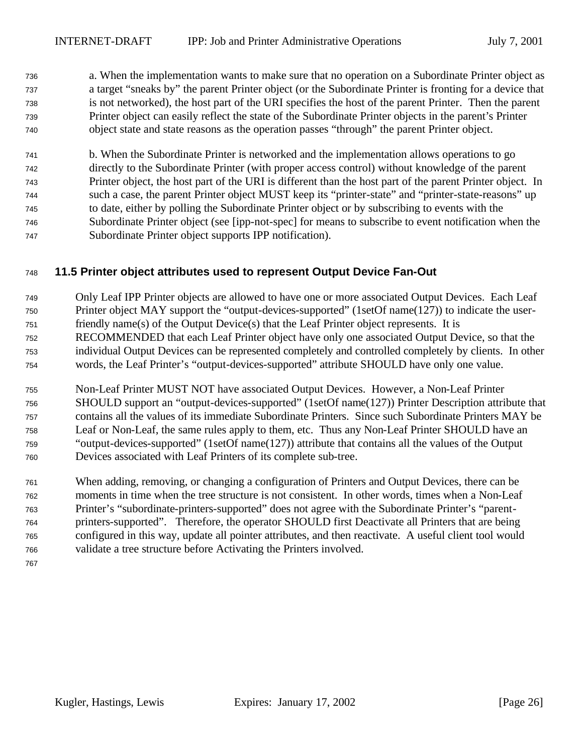a. When the implementation wants to make sure that no operation on a Subordinate Printer object as a target “sneaks by” the parent Printer object (or the Subordinate Printer is fronting for a device that is not networked), the host part of the URI specifies the host of the parent Printer. Then the parent Printer object can easily reflect the state of the Subordinate Printer objects in the parent’s Printer object state and state reasons as the operation passes “through” the parent Printer object.

b. When the Subordinate Printer is networked and the implementation allows operations to go directly to the Subordinate Printer (with proper access control) without knowledge of the parent Printer object, the host part of the URI is different than the host part of the parent Printer object. In such a case, the parent Printer object MUST keep its “printer-state” and “printer-state-reasons” up to date, either by polling the Subordinate Printer object or by subscribing to events with the Subordinate Printer object (see [ipp-not-spec] for means to subscribe to event notification when the Subordinate Printer object supports IPP notification).

## 11.5 Printer object attributes used to represent Output Device Fan-Out

Only Leaf IPP Printer objects are allowed to have one or more associated Output Devices. Each Leaf Printer object MAY support the “output-devices-supported” (1setOf name(127)) to indicate the user-friendly name(s) of the Output Device(s) that the Leaf Printer object represents. It is RECOMMENDED that each Leaf Printer object have only one associated Output Device, so that the individual Output Devices can be represented completely and controlled completely by clients. In other words, the Leaf Printer’s “output-devices-supported” attribute SHOULD have only one value.

Non-Leaf Printer MUST NOT have associated Output Devices. However, a Non-Leaf Printer SHOULD support an “output-devices-supported” (1setOf name(127)) Printer Description attribute that contains all the values of its immediate Subordinate Printers. Since such Subordinate Printers MAY be Leaf or Non-Leaf, the same rules apply to them, etc. Thus any Non-Leaf Printer SHOULD have an “output-devices-supported” (1setOf name(127)) attribute that contains all the values of the Output Devices associated with Leaf Printers of its complete sub-tree.

When adding, removing, or changing a configuration of Printers and Output Devices, there can be moments in time when the tree structure is not consistent. In other words, times when a Non-Leaf Printer’s “subordinate-printers-supported” does not agree with the Subordinate Printer’s “parent-printers-supported”. Therefore, the operator SHOULD first Deactivate all Printers that are being configured in this way, update all pointer attributes, and then reactivate. A useful client tool would validate a tree structure before Activating the Printers involved.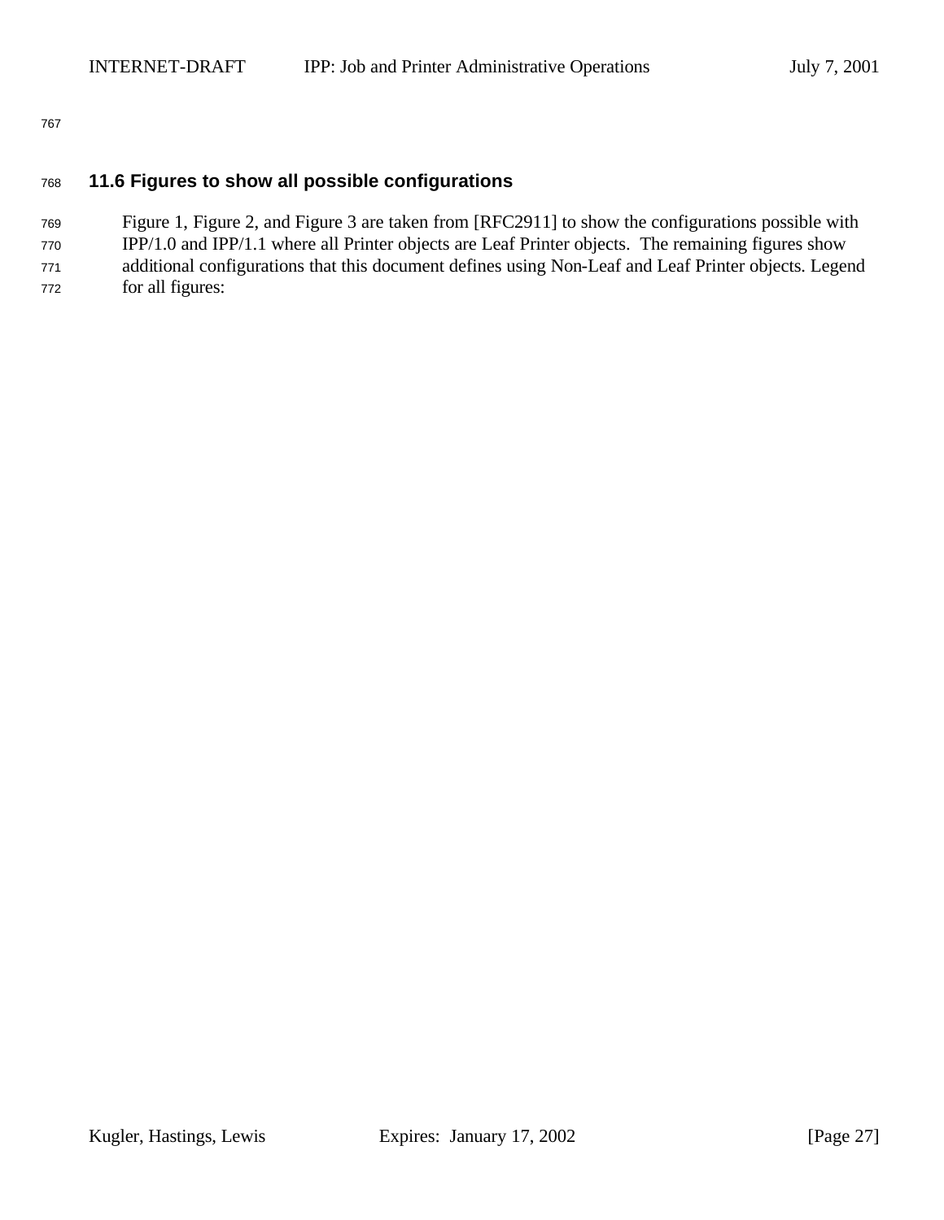## 11.6 Figures to show all possible configurations

Figure 1, Figure 2, and Figure 3 are taken from [RFC2911] to show the configurations possible with IPP/1.0 and IPP/1.1 where all Printer objects are Leaf Printer objects. The remaining figures show additional configurations that this document defines using Non-Leaf and Leaf Printer objects. Legend for all figures: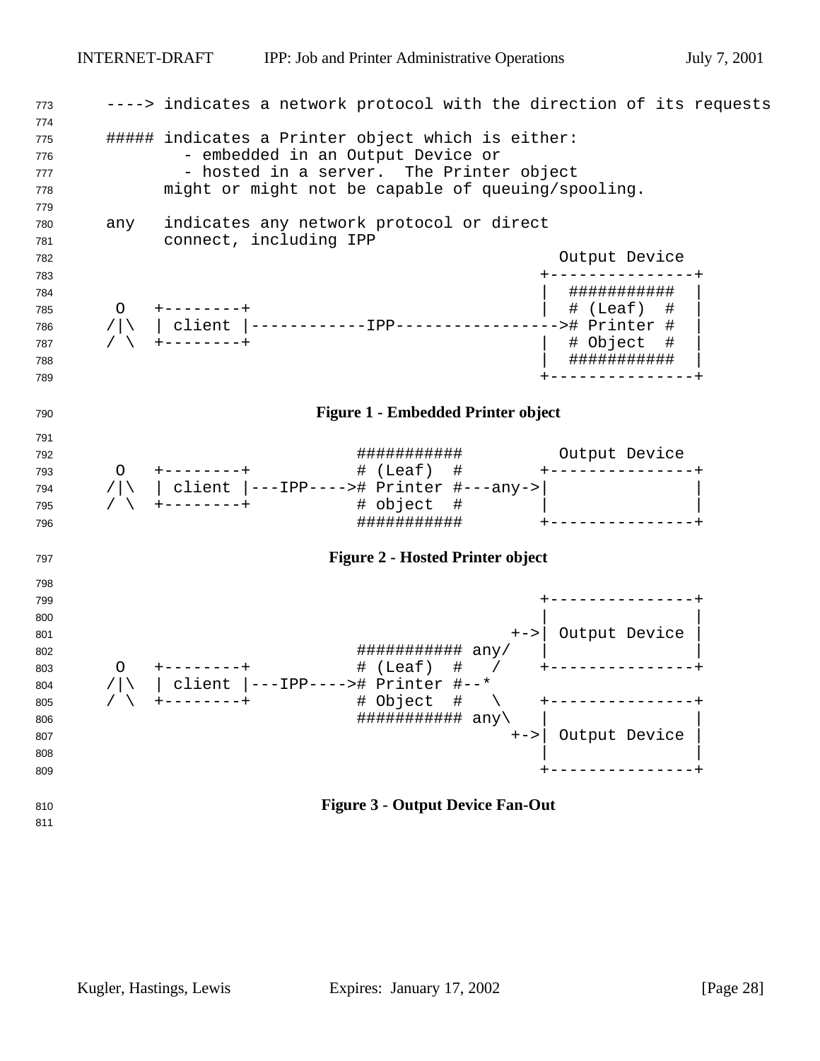```
----> indicates a network protocol with the direction of its requests

##### indicates a Printer object which is either:
        - embedded in an Output Device or
        - hosted in a server.  The Printer object
      might or might not be capable of queuing/spooling.

any   indicates any network protocol or direct
      connect, including IPP
                                                    Output Device
                                                  +---------------+
                                                  |  ###########  |
 O   +--------+                                   |  # (Leaf)  #  |
/|\  | client |------------IPP----------------->  # Printer #  |
/ \  +--------+                                   |  # Object  #  |
                                                  |  ###########  |
                                                  +---------------+
```

**Figure 1 - Embedded Printer object**

```
                          ###########          Output Device
 O   +--------+           # (Leaf)  #        +---------------+
/|\  | client |---IPP---->  # Printer #---any->|               |
/ \  +--------+           # object  #        |               |
                          ###########        +---------------+
```

**Figure 2 - Hosted Printer object**

```
                                               +---------------+
                                               |               |
                                            +->| Output Device |
                          ########### any/     |               |
 O   +--------+           # (Leaf)  #   /      +---------------+
/|\  | client |---IPP---->  # Printer #--*
/ \  +--------+           # Object  #   \      +---------------+
                          ########### any\     |               |
                                            +->| Output Device |
                                               |               |
                                               +---------------+
```

**Figure 3 - Output Device Fan-Out**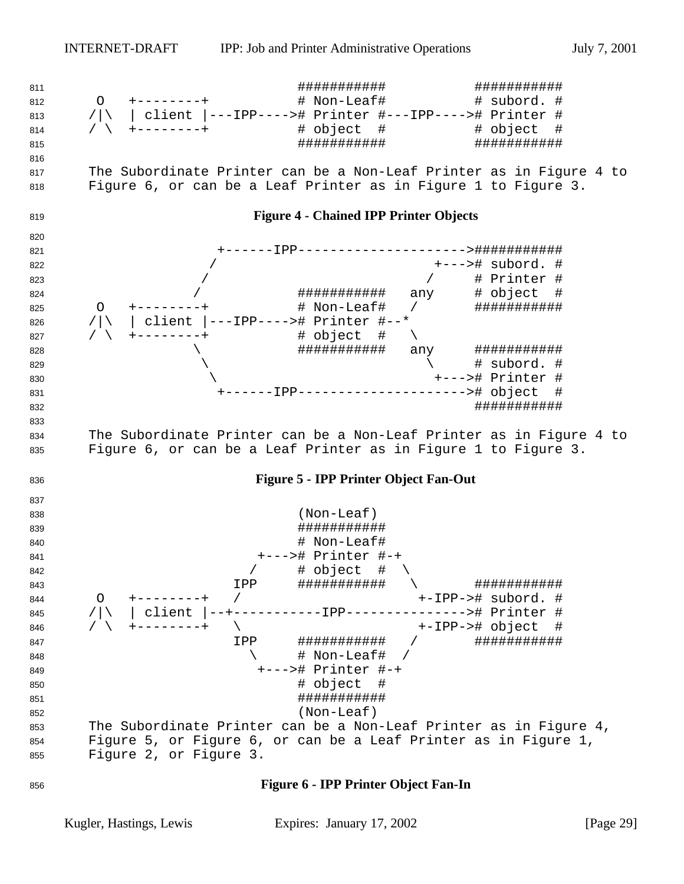```
                               ###########           ###########
 O   +--------+                # Non-Leaf#           # subord. #
/|\  | client |---IPP----># Printer #---IPP----># Printer #
/ \  +--------+                # object  #           # object  #
                               ###########           ###########
```

The Subordinate Printer can be a Non-Leaf Printer as in Figure 4 to Figure 6, or can be a Leaf Printer as in Figure 1 to Figure 3.

**Figure 4 - Chained IPP Printer Objects**

```
                 +------IPP--------------------->###########
                /                             +---># subord. #
               /                             /     # Printer #
              /            ###########   any      # object  #
 O   +--------+            # Non-Leaf#   /         ###########
/|\  | client |---IPP----># Printer #--*
/ \  +--------+            # object  #   \
              \            ###########   any      ###########
               \                             \     # subord. #
                \                             +---># Printer #
                 +------IPP---------------------># object  #
                                                   ###########
```

The Subordinate Printer can be a Non-Leaf Printer as in Figure 4 to Figure 6, or can be a Leaf Printer as in Figure 1 to Figure 3.

**Figure 5 - IPP Printer Object Fan-Out**

```
                           (Non-Leaf)
                           ###########
                           # Non-Leaf#
                      +---># Printer #-+
                     /     # object  #  \
                   IPP     ###########   \       ###########
 O   +--------+   /                       +-IPP-># subord. #
/|\  | client |--+-----------IPP----------------># Printer #
/ \  +--------+   \                       +-IPP-># object  #
                   IPP     ###########   /       ###########
                     \     # Non-Leaf#  /
                      +---># Printer #-+
                           # object  #
                           ###########
                           (Non-Leaf)
```

The Subordinate Printer can be a Non-Leaf Printer as in Figure 4, Figure 5, or Figure 6, or can be a Leaf Printer as in Figure 1, Figure 2, or Figure 3.

**Figure 6 - IPP Printer Object Fan-In**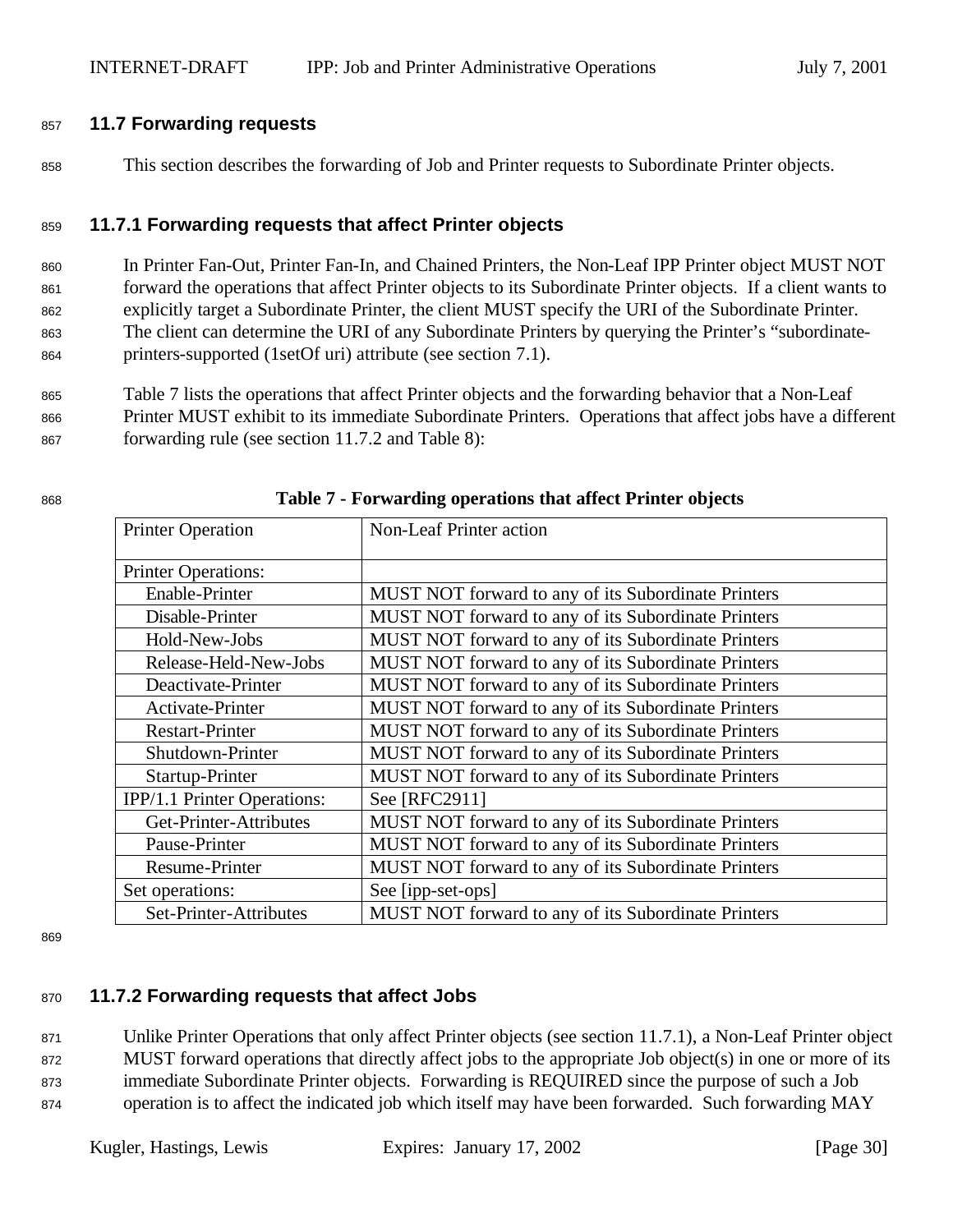### 11.7 Forwarding requests

This section describes the forwarding of Job and Printer requests to Subordinate Printer objects.

#### 11.7.1 Forwarding requests that affect Printer objects

In Printer Fan-Out, Printer Fan-In, and Chained Printers, the Non-Leaf IPP Printer object MUST NOT forward the operations that affect Printer objects to its Subordinate Printer objects. If a client wants to explicitly target a Subordinate Printer, the client MUST specify the URI of the Subordinate Printer. The client can determine the URI of any Subordinate Printers by querying the Printer's "subordinate-printers-supported (1setOf uri) attribute (see section 7.1).

Table 7 lists the operations that affect Printer objects and the forwarding behavior that a Non-Leaf Printer MUST exhibit to its immediate Subordinate Printers. Operations that affect jobs have a different forwarding rule (see section 11.7.2 and Table 8):

**Table 7 - Forwarding operations that affect Printer objects**

| Printer Operation | Non-Leaf Printer action |
|---|---|
| Printer Operations: | |
| Enable-Printer | MUST NOT forward to any of its Subordinate Printers |
| Disable-Printer | MUST NOT forward to any of its Subordinate Printers |
| Hold-New-Jobs | MUST NOT forward to any of its Subordinate Printers |
| Release-Held-New-Jobs | MUST NOT forward to any of its Subordinate Printers |
| Deactivate-Printer | MUST NOT forward to any of its Subordinate Printers |
| Activate-Printer | MUST NOT forward to any of its Subordinate Printers |
| Restart-Printer | MUST NOT forward to any of its Subordinate Printers |
| Shutdown-Printer | MUST NOT forward to any of its Subordinate Printers |
| Startup-Printer | MUST NOT forward to any of its Subordinate Printers |
| IPP/1.1 Printer Operations: | See [RFC2911] |
| Get-Printer-Attributes | MUST NOT forward to any of its Subordinate Printers |
| Pause-Printer | MUST NOT forward to any of its Subordinate Printers |
| Resume-Printer | MUST NOT forward to any of its Subordinate Printers |
| Set operations: | See [ipp-set-ops] |
| Set-Printer-Attributes | MUST NOT forward to any of its Subordinate Printers |

#### 11.7.2 Forwarding requests that affect Jobs

Unlike Printer Operations that only affect Printer objects (see section 11.7.1), a Non-Leaf Printer object MUST forward operations that directly affect jobs to the appropriate Job object(s) in one or more of its immediate Subordinate Printer objects. Forwarding is REQUIRED since the purpose of such a Job operation is to affect the indicated job which itself may have been forwarded. Such forwarding MAY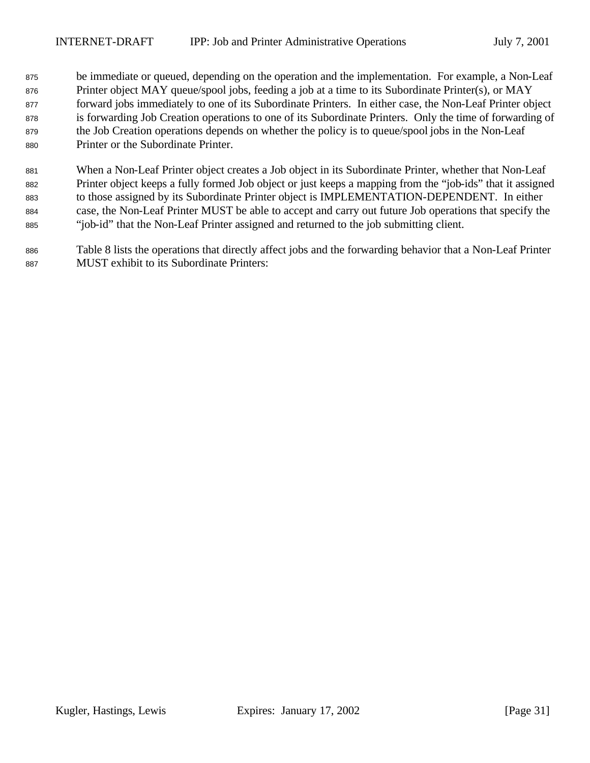be immediate or queued, depending on the operation and the implementation. For example, a Non-Leaf Printer object MAY queue/spool jobs, feeding a job at a time to its Subordinate Printer(s), or MAY forward jobs immediately to one of its Subordinate Printers. In either case, the Non-Leaf Printer object is forwarding Job Creation operations to one of its Subordinate Printers. Only the time of forwarding of the Job Creation operations depends on whether the policy is to queue/spool jobs in the Non-Leaf Printer or the Subordinate Printer.

When a Non-Leaf Printer object creates a Job object in its Subordinate Printer, whether that Non-Leaf Printer object keeps a fully formed Job object or just keeps a mapping from the "job-ids" that it assigned to those assigned by its Subordinate Printer object is IMPLEMENTATION-DEPENDENT. In either case, the Non-Leaf Printer MUST be able to accept and carry out future Job operations that specify the "job-id" that the Non-Leaf Printer assigned and returned to the job submitting client.

Table 8 lists the operations that directly affect jobs and the forwarding behavior that a Non-Leaf Printer MUST exhibit to its Subordinate Printers: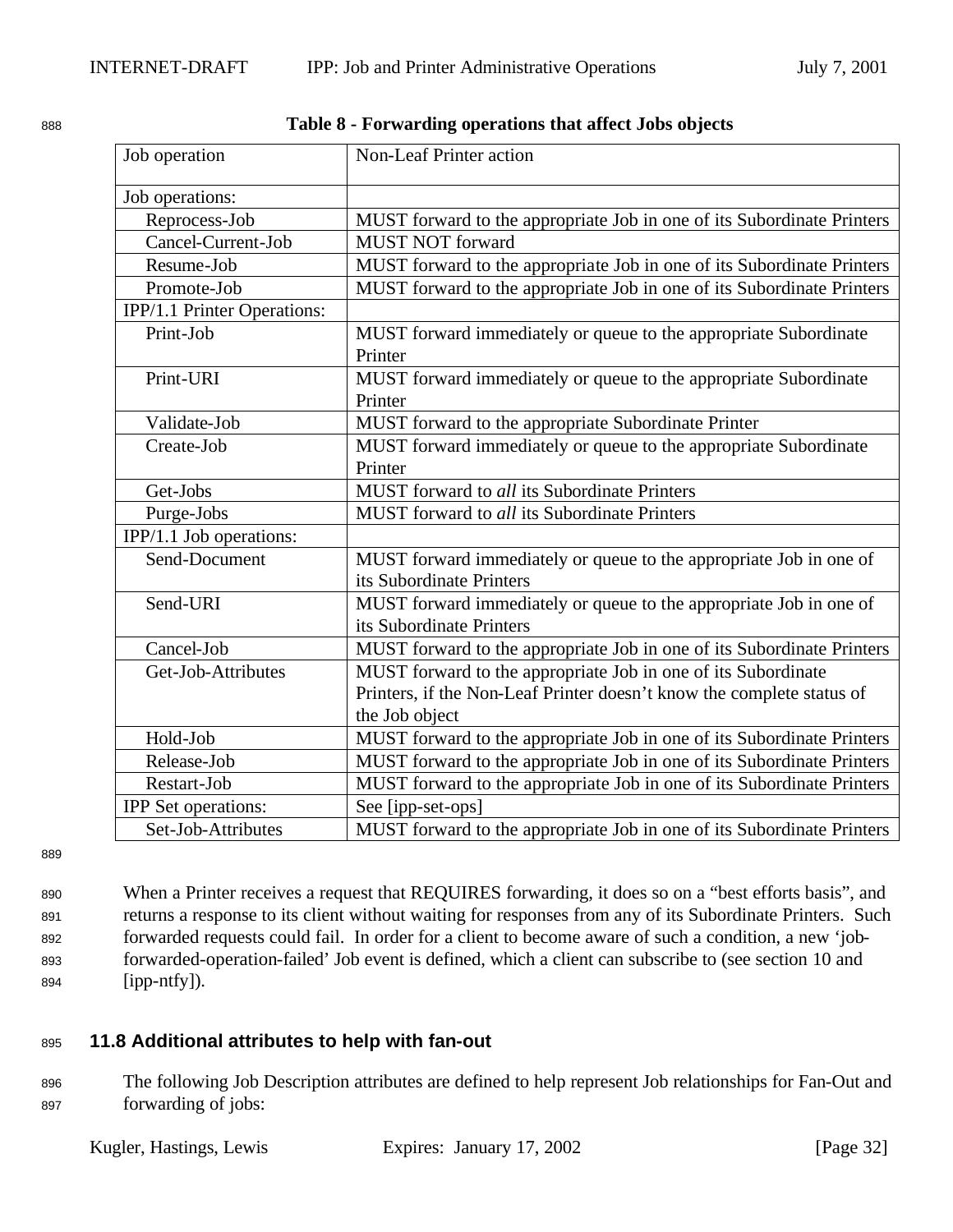**Table 8 - Forwarding operations that affect Jobs objects**

| Job operation | Non-Leaf Printer action |
|---|---|
| Job operations: | |
| Reprocess-Job | MUST forward to the appropriate Job in one of its Subordinate Printers |
| Cancel-Current-Job | MUST NOT forward |
| Resume-Job | MUST forward to the appropriate Job in one of its Subordinate Printers |
| Promote-Job | MUST forward to the appropriate Job in one of its Subordinate Printers |
| IPP/1.1 Printer Operations: | |
| Print-Job | MUST forward immediately or queue to the appropriate Subordinate Printer |
| Print-URI | MUST forward immediately or queue to the appropriate Subordinate Printer |
| Validate-Job | MUST forward to the appropriate Subordinate Printer |
| Create-Job | MUST forward immediately or queue to the appropriate Subordinate Printer |
| Get-Jobs | MUST forward to *all* its Subordinate Printers |
| Purge-Jobs | MUST forward to *all* its Subordinate Printers |
| IPP/1.1 Job operations: | |
| Send-Document | MUST forward immediately or queue to the appropriate Job in one of its Subordinate Printers |
| Send-URI | MUST forward immediately or queue to the appropriate Job in one of its Subordinate Printers |
| Cancel-Job | MUST forward to the appropriate Job in one of its Subordinate Printers |
| Get-Job-Attributes | MUST forward to the appropriate Job in one of its Subordinate Printers, if the Non-Leaf Printer doesn't know the complete status of the Job object |
| Hold-Job | MUST forward to the appropriate Job in one of its Subordinate Printers |
| Release-Job | MUST forward to the appropriate Job in one of its Subordinate Printers |
| Restart-Job | MUST forward to the appropriate Job in one of its Subordinate Printers |
| IPP Set operations: | See [ipp-set-ops] |
| Set-Job-Attributes | MUST forward to the appropriate Job in one of its Subordinate Printers |

When a Printer receives a request that REQUIRES forwarding, it does so on a "best efforts basis", and returns a response to its client without waiting for responses from any of its Subordinate Printers. Such forwarded requests could fail. In order for a client to become aware of such a condition, a new 'job-forwarded-operation-failed' Job event is defined, which a client can subscribe to (see section 10 and [ipp-ntfy]).

## 11.8 Additional attributes to help with fan-out

The following Job Description attributes are defined to help represent Job relationships for Fan-Out and forwarding of jobs: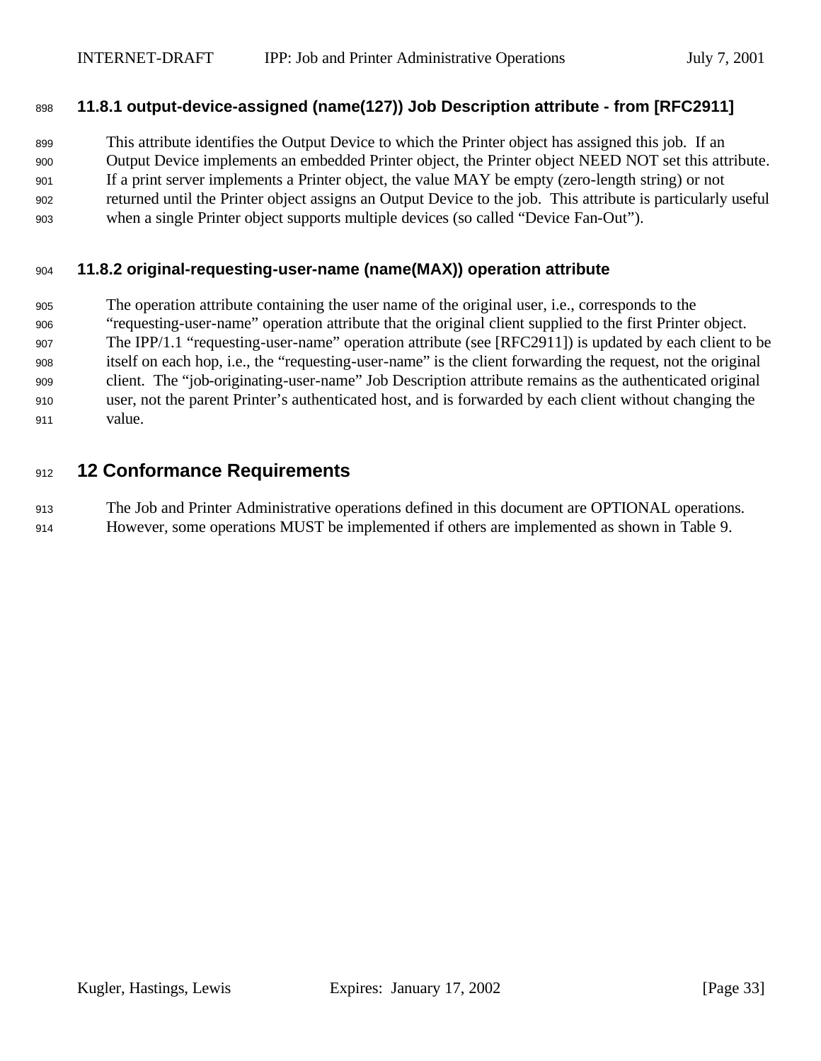### 11.8.1 output-device-assigned (name(127)) Job Description attribute - from [RFC2911]

This attribute identifies the Output Device to which the Printer object has assigned this job. If an Output Device implements an embedded Printer object, the Printer object NEED NOT set this attribute. If a print server implements a Printer object, the value MAY be empty (zero-length string) or not returned until the Printer object assigns an Output Device to the job. This attribute is particularly useful when a single Printer object supports multiple devices (so called “Device Fan-Out”).

### 11.8.2 original-requesting-user-name (name(MAX)) operation attribute

The operation attribute containing the user name of the original user, i.e., corresponds to the “requesting-user-name” operation attribute that the original client supplied to the first Printer object. The IPP/1.1 “requesting-user-name” operation attribute (see [RFC2911]) is updated by each client to be itself on each hop, i.e., the “requesting-user-name” is the client forwarding the request, not the original client. The “job-originating-user-name” Job Description attribute remains as the authenticated original user, not the parent Printer’s authenticated host, and is forwarded by each client without changing the value.

## 12 Conformance Requirements

The Job and Printer Administrative operations defined in this document are OPTIONAL operations. However, some operations MUST be implemented if others are implemented as shown in Table 9.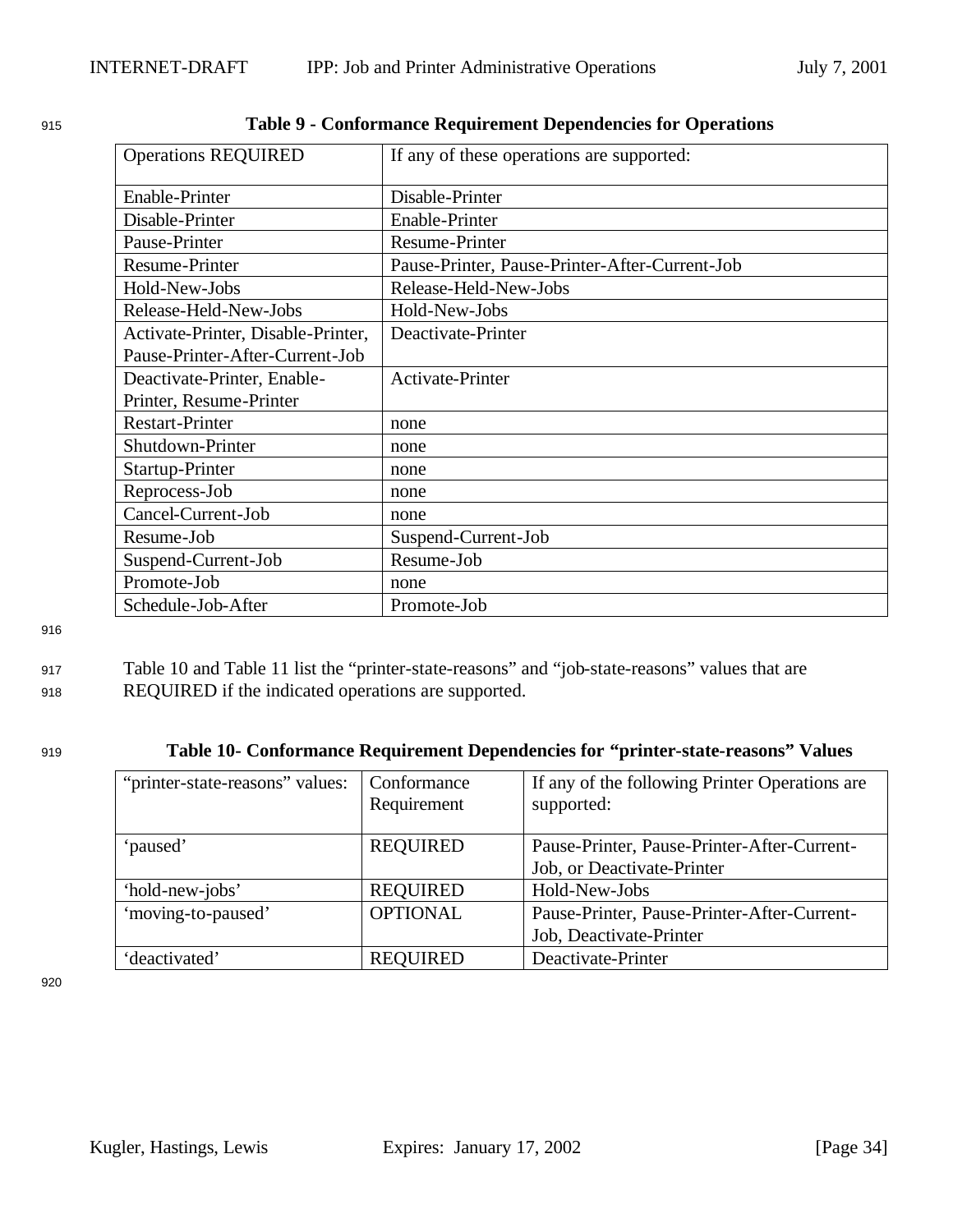**Table 9 - Conformance Requirement Dependencies for Operations**

| Operations REQUIRED | If any of these operations are supported: |
|---|---|
| Enable-Printer | Disable-Printer |
| Disable-Printer | Enable-Printer |
| Pause-Printer | Resume-Printer |
| Resume-Printer | Pause-Printer, Pause-Printer-After-Current-Job |
| Hold-New-Jobs | Release-Held-New-Jobs |
| Release-Held-New-Jobs | Hold-New-Jobs |
| Activate-Printer, Disable-Printer, Pause-Printer-After-Current-Job | Deactivate-Printer |
| Deactivate-Printer, Enable-Printer, Resume-Printer | Activate-Printer |
| Restart-Printer | none |
| Shutdown-Printer | none |
| Startup-Printer | none |
| Reprocess-Job | none |
| Cancel-Current-Job | none |
| Resume-Job | Suspend-Current-Job |
| Suspend-Current-Job | Resume-Job |
| Promote-Job | none |
| Schedule-Job-After | Promote-Job |

Table 10 and Table 11 list the "printer-state-reasons" and "job-state-reasons" values that are REQUIRED if the indicated operations are supported.

**Table 10- Conformance Requirement Dependencies for "printer-state-reasons" Values**

| "printer-state-reasons" values: | Conformance Requirement | If any of the following Printer Operations are supported: |
|---|---|---|
| 'paused' | REQUIRED | Pause-Printer, Pause-Printer-After-Current-Job, or Deactivate-Printer |
| 'hold-new-jobs' | REQUIRED | Hold-New-Jobs |
| 'moving-to-paused' | OPTIONAL | Pause-Printer, Pause-Printer-After-Current-Job, Deactivate-Printer |
| 'deactivated' | REQUIRED | Deactivate-Printer |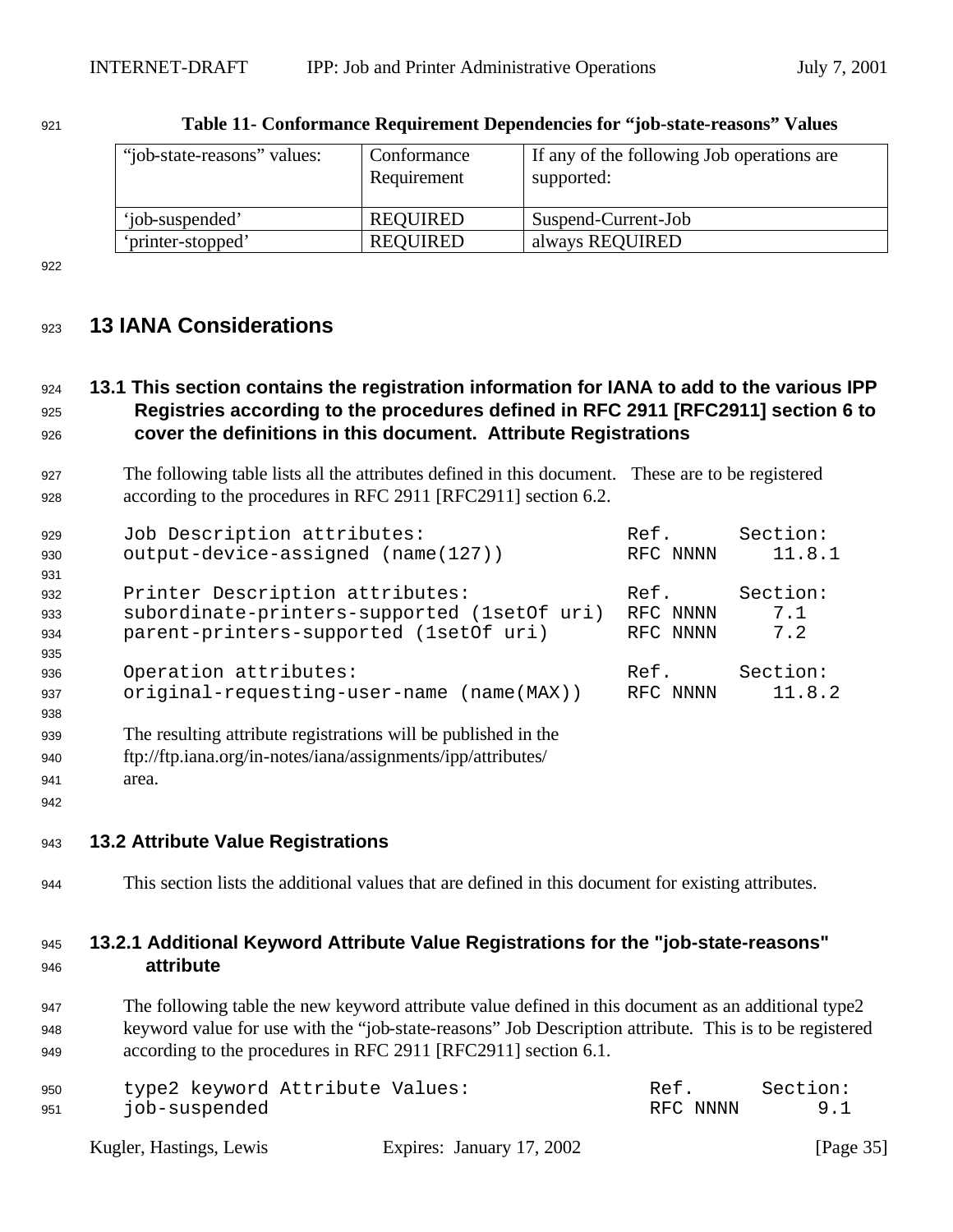**Table 11- Conformance Requirement Dependencies for "job-state-reasons" Values**

| "job-state-reasons" values: | Conformance Requirement | If any of the following Job operations are supported: |
|---|---|---|
| 'job-suspended' | REQUIRED | Suspend-Current-Job |
| 'printer-stopped' | REQUIRED | always REQUIRED |

# 13 IANA Considerations

## 13.1 This section contains the registration information for IANA to add to the various IPP Registries according to the procedures defined in RFC 2911 [RFC2911] section 6 to cover the definitions in this document. Attribute Registrations

The following table lists all the attributes defined in this document. These are to be registered according to the procedures in RFC 2911 [RFC2911] section 6.2.

```
Job Description attributes:                   Ref.      Section:
output-device-assigned (name(127))            RFC NNNN     11.8.1

Printer Description attributes:               Ref.      Section:
subordinate-printers-supported (1setOf uri)  RFC NNNN     7.1
parent-printers-supported (1setOf uri)        RFC NNNN     7.2

Operation attributes:                         Ref.      Section:
original-requesting-user-name (name(MAX))     RFC NNNN     11.8.2
```

The resulting attribute registrations will be published in the ftp://ftp.iana.org/in-notes/iana/assignments/ipp/attributes/ area.

## 13.2 Attribute Value Registrations

This section lists the additional values that are defined in this document for existing attributes.

### 13.2.1 Additional Keyword Attribute Value Registrations for the "job-state-reasons" attribute

The following table the new keyword attribute value defined in this document as an additional type2 keyword value for use with the "job-state-reasons" Job Description attribute. This is to be registered according to the procedures in RFC 2911 [RFC2911] section 6.1.

```
type2 keyword Attribute Values:                 Ref.      Section:
job-suspended                                   RFC NNNN       9.1
```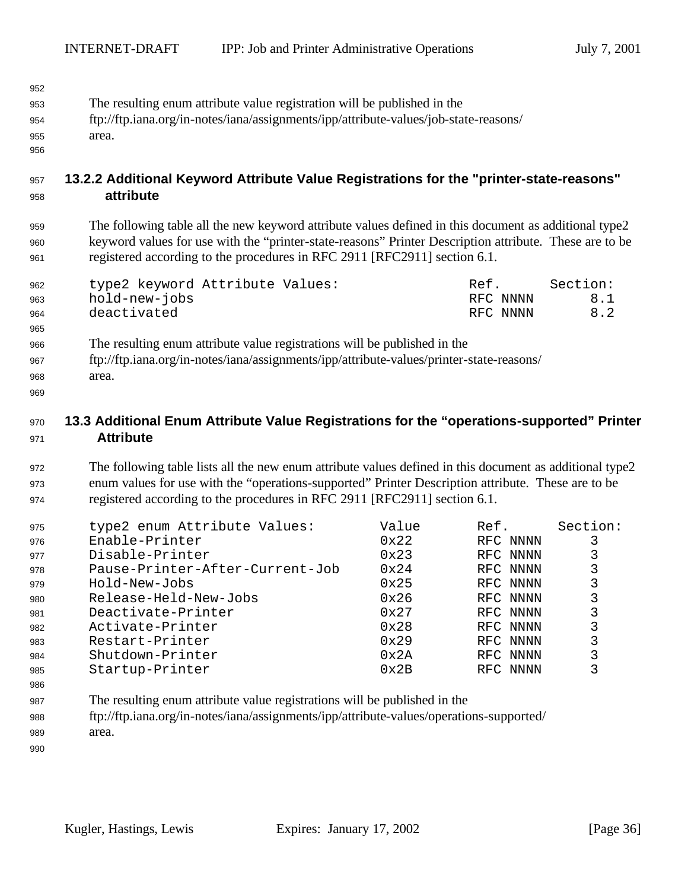The resulting enum attribute value registration will be published in the ftp://ftp.iana.org/in-notes/iana/assignments/ipp/attribute-values/job-state-reasons/ area.

### 13.2.2 Additional Keyword Attribute Value Registrations for the "printer-state-reasons" attribute

The following table all the new keyword attribute values defined in this document as additional type2 keyword values for use with the “printer-state-reasons” Printer Description attribute. These are to be registered according to the procedures in RFC 2911 [RFC2911] section 6.1.

```
type2 keyword Attribute Values:                 Ref.      Section:
hold-new-jobs                                   RFC NNNN      8.1
deactivated                                     RFC NNNN      8.2
```

The resulting enum attribute value registrations will be published in the ftp://ftp.iana.org/in-notes/iana/assignments/ipp/attribute-values/printer-state-reasons/ area.

## 13.3 Additional Enum Attribute Value Registrations for the “operations-supported” Printer Attribute

The following table lists all the new enum attribute values defined in this document as additional type2 enum values for use with the “operations-supported” Printer Description attribute. These are to be registered according to the procedures in RFC 2911 [RFC2911] section 6.1.

```
type2 enum Attribute Values:       Value       Ref.      Section:
Enable-Printer                     0x22        RFC NNNN      3
Disable-Printer                    0x23        RFC NNNN      3
Pause-Printer-After-Current-Job    0x24        RFC NNNN      3
Hold-New-Jobs                      0x25        RFC NNNN      3
Release-Held-New-Jobs              0x26        RFC NNNN      3
Deactivate-Printer                 0x27        RFC NNNN      3
Activate-Printer                   0x28        RFC NNNN      3
Restart-Printer                    0x29        RFC NNNN      3
Shutdown-Printer                   0x2A        RFC NNNN      3
Startup-Printer                    0x2B        RFC NNNN      3
```

The resulting enum attribute value registrations will be published in the ftp://ftp.iana.org/in-notes/iana/assignments/ipp/attribute-values/operations-supported/ area.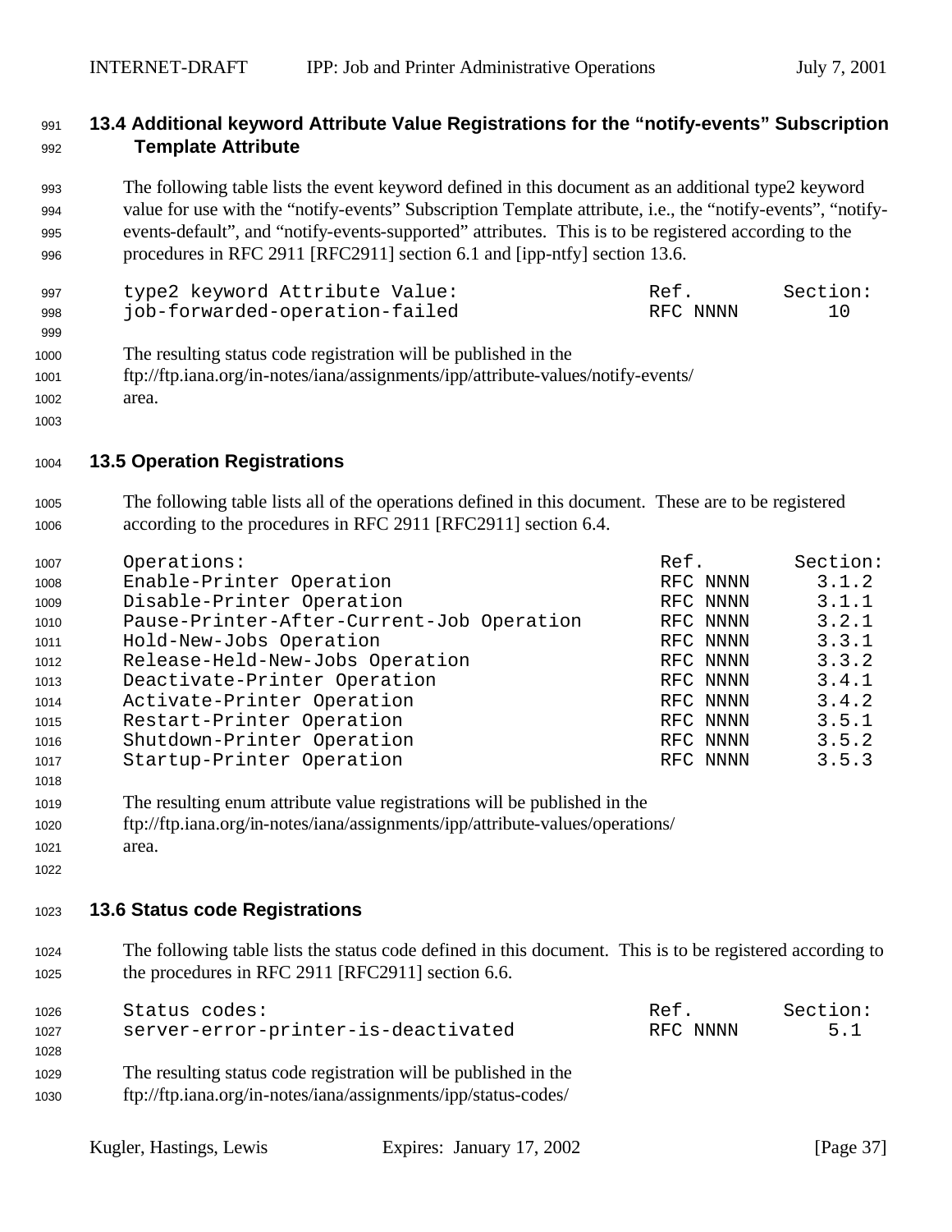## 13.4 Additional keyword Attribute Value Registrations for the "notify-events" Subscription Template Attribute

The following table lists the event keyword defined in this document as an additional type2 keyword value for use with the "notify-events" Subscription Template attribute, i.e., the "notify-events", "notify-events-default", and "notify-events-supported" attributes. This is to be registered according to the procedures in RFC 2911 [RFC2911] section 6.1 and [ipp-ntfy] section 13.6.

```
type2 keyword Attribute Value:                    Ref.        Section:
job-forwarded-operation-failed                    RFC NNNN       10
```

The resulting status code registration will be published in the ftp://ftp.iana.org/in-notes/iana/assignments/ipp/attribute-values/notify-events/ area.

## 13.5 Operation Registrations

The following table lists all of the operations defined in this document. These are to be registered according to the procedures in RFC 2911 [RFC2911] section 6.4.

```
Operations:                                        Ref.        Section:
Enable-Printer Operation                           RFC NNNN      3.1.2
Disable-Printer Operation                          RFC NNNN      3.1.1
Pause-Printer-After-Current-Job Operation          RFC NNNN      3.2.1
Hold-New-Jobs Operation                            RFC NNNN      3.3.1
Release-Held-New-Jobs Operation                    RFC NNNN      3.3.2
Deactivate-Printer Operation                       RFC NNNN      3.4.1
Activate-Printer Operation                         RFC NNNN      3.4.2
Restart-Printer Operation                          RFC NNNN      3.5.1
Shutdown-Printer Operation                         RFC NNNN      3.5.2
Startup-Printer Operation                          RFC NNNN      3.5.3
```

The resulting enum attribute value registrations will be published in the ftp://ftp.iana.org/in-notes/iana/assignments/ipp/attribute-values/operations/ area.

## 13.6 Status code Registrations

The following table lists the status code defined in this document. This is to be registered according to the procedures in RFC 2911 [RFC2911] section 6.6.

```
Status codes:                                     Ref.        Section:
server-error-printer-is-deactivated               RFC NNNN       5.1
```

The resulting status code registration will be published in the ftp://ftp.iana.org/in-notes/iana/assignments/ipp/status-codes/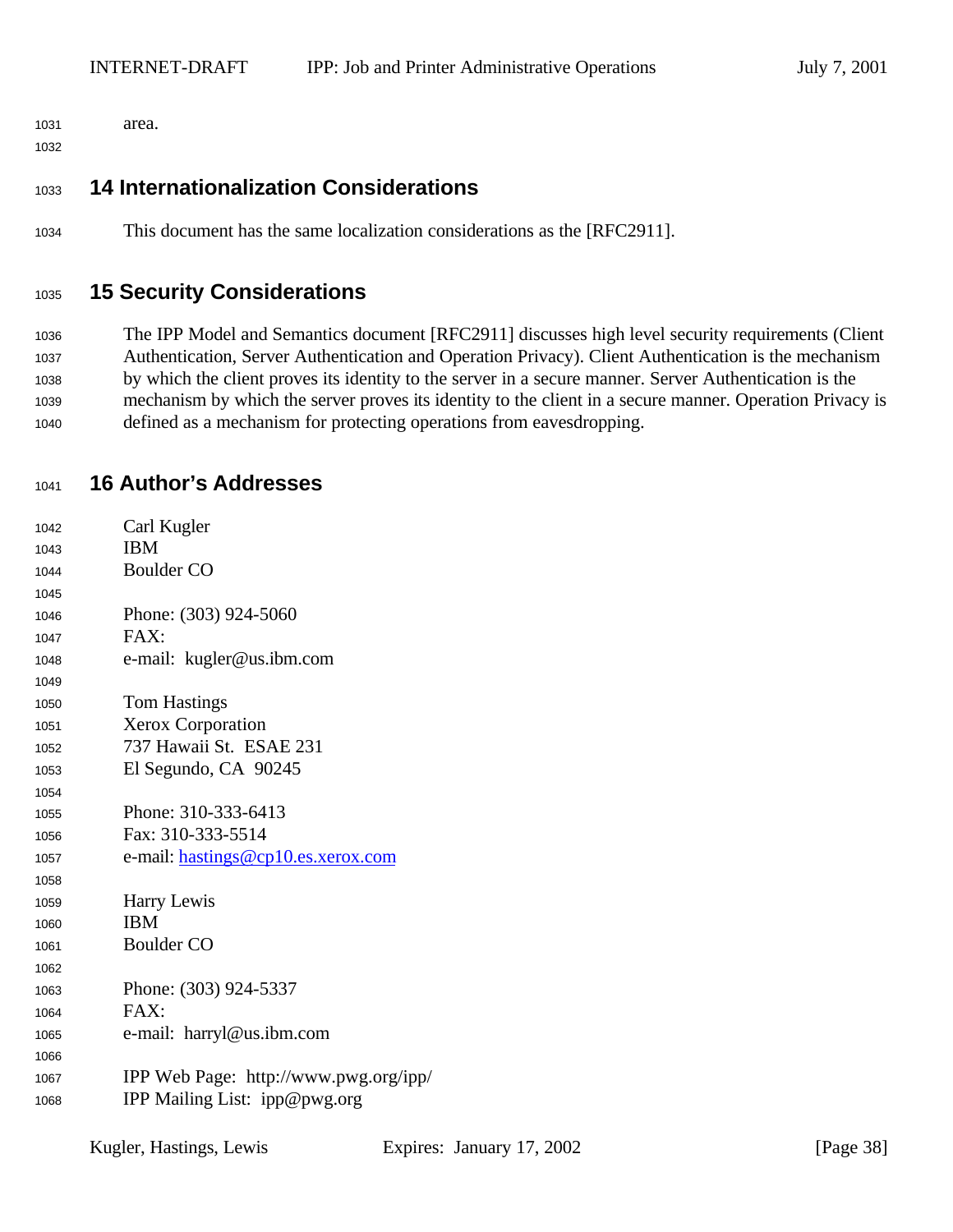area.

## 14 Internationalization Considerations

This document has the same localization considerations as the [RFC2911].

## 15 Security Considerations

The IPP Model and Semantics document [RFC2911] discusses high level security requirements (Client Authentication, Server Authentication and Operation Privacy). Client Authentication is the mechanism by which the client proves its identity to the server in a secure manner. Server Authentication is the mechanism by which the server proves its identity to the client in a secure manner. Operation Privacy is defined as a mechanism for protecting operations from eavesdropping.

## 16 Author's Addresses

Carl Kugler
IBM
Boulder CO

Phone: (303) 924-5060
FAX:
e-mail: kugler@us.ibm.com

Tom Hastings
Xerox Corporation
737 Hawaii St. ESAE 231
El Segundo, CA 90245

Phone: 310-333-6413
Fax: 310-333-5514
e-mail: hastings@cp10.es.xerox.com

Harry Lewis
IBM
Boulder CO

Phone: (303) 924-5337
FAX:
e-mail: harryl@us.ibm.com

IPP Web Page: http://www.pwg.org/ipp/
IPP Mailing List: ipp@pwg.org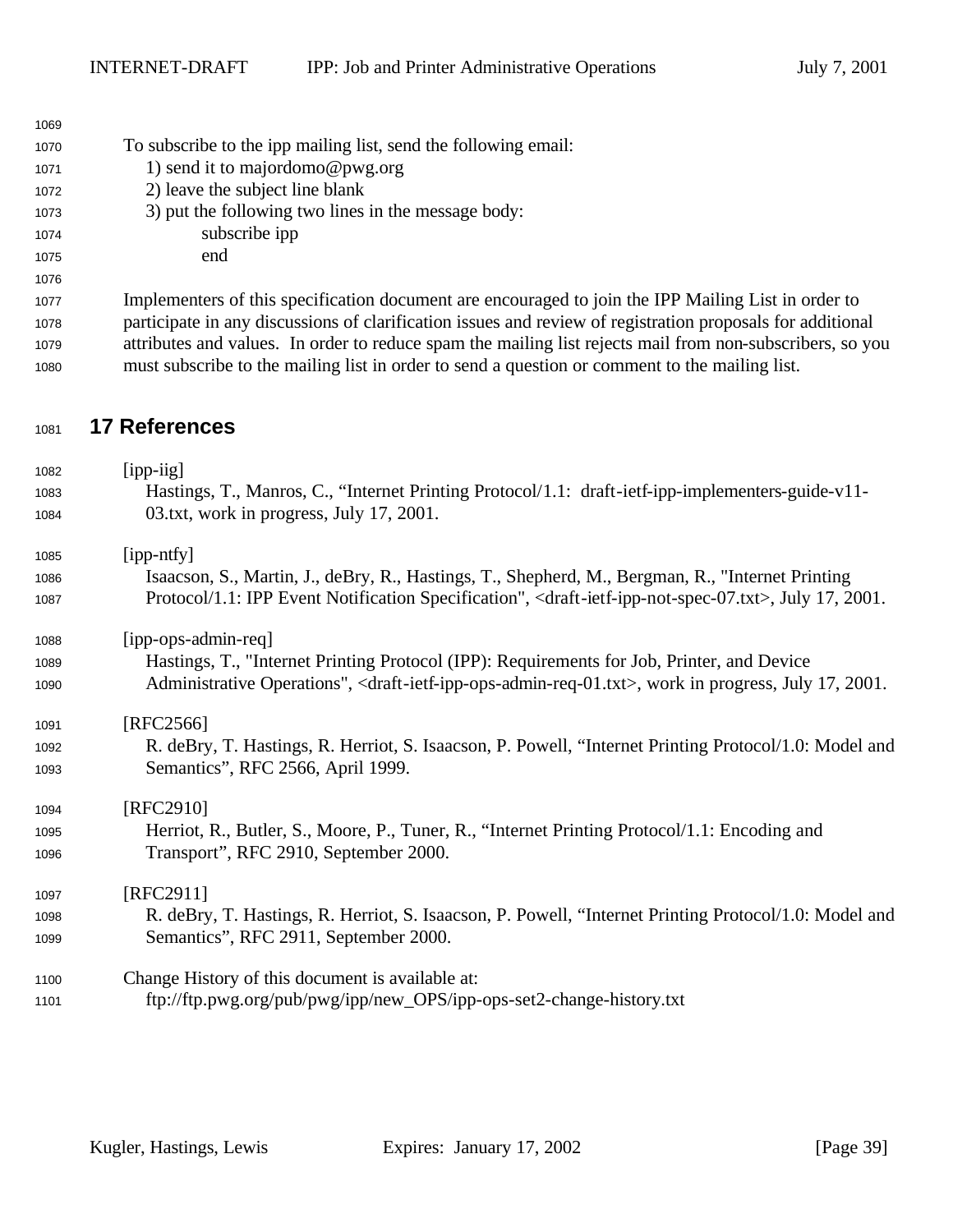To subscribe to the ipp mailing list, send the following email:

1) send it to majordomo@pwg.org
2) leave the subject line blank
3) put the following two lines in the message body:

```
subscribe ipp
end
```

Implementers of this specification document are encouraged to join the IPP Mailing List in order to participate in any discussions of clarification issues and review of registration proposals for additional attributes and values. In order to reduce spam the mailing list rejects mail from non-subscribers, so you must subscribe to the mailing list in order to send a question or comment to the mailing list.

# 17 References

[ipp-iig]
Hastings, T., Manros, C., "Internet Printing Protocol/1.1: draft-ietf-ipp-implementers-guide-v11-03.txt, work in progress, July 17, 2001.

[ipp-ntfy]
Isaacson, S., Martin, J., deBry, R., Hastings, T., Shepherd, M., Bergman, R., "Internet Printing Protocol/1.1: IPP Event Notification Specification", <draft-ietf-ipp-not-spec-07.txt>, July 17, 2001.

[ipp-ops-admin-req]
Hastings, T., "Internet Printing Protocol (IPP): Requirements for Job, Printer, and Device Administrative Operations", <draft-ietf-ipp-ops-admin-req-01.txt>, work in progress, July 17, 2001.

[RFC2566]
R. deBry, T. Hastings, R. Herriot, S. Isaacson, P. Powell, "Internet Printing Protocol/1.0: Model and Semantics", RFC 2566, April 1999.

[RFC2910]
Herriot, R., Butler, S., Moore, P., Tuner, R., "Internet Printing Protocol/1.1: Encoding and Transport", RFC 2910, September 2000.

[RFC2911]
R. deBry, T. Hastings, R. Herriot, S. Isaacson, P. Powell, "Internet Printing Protocol/1.0: Model and Semantics", RFC 2911, September 2000.

Change History of this document is available at:
ftp://ftp.pwg.org/pub/pwg/ipp/new_OPS/ipp-ops-set2-change-history.txt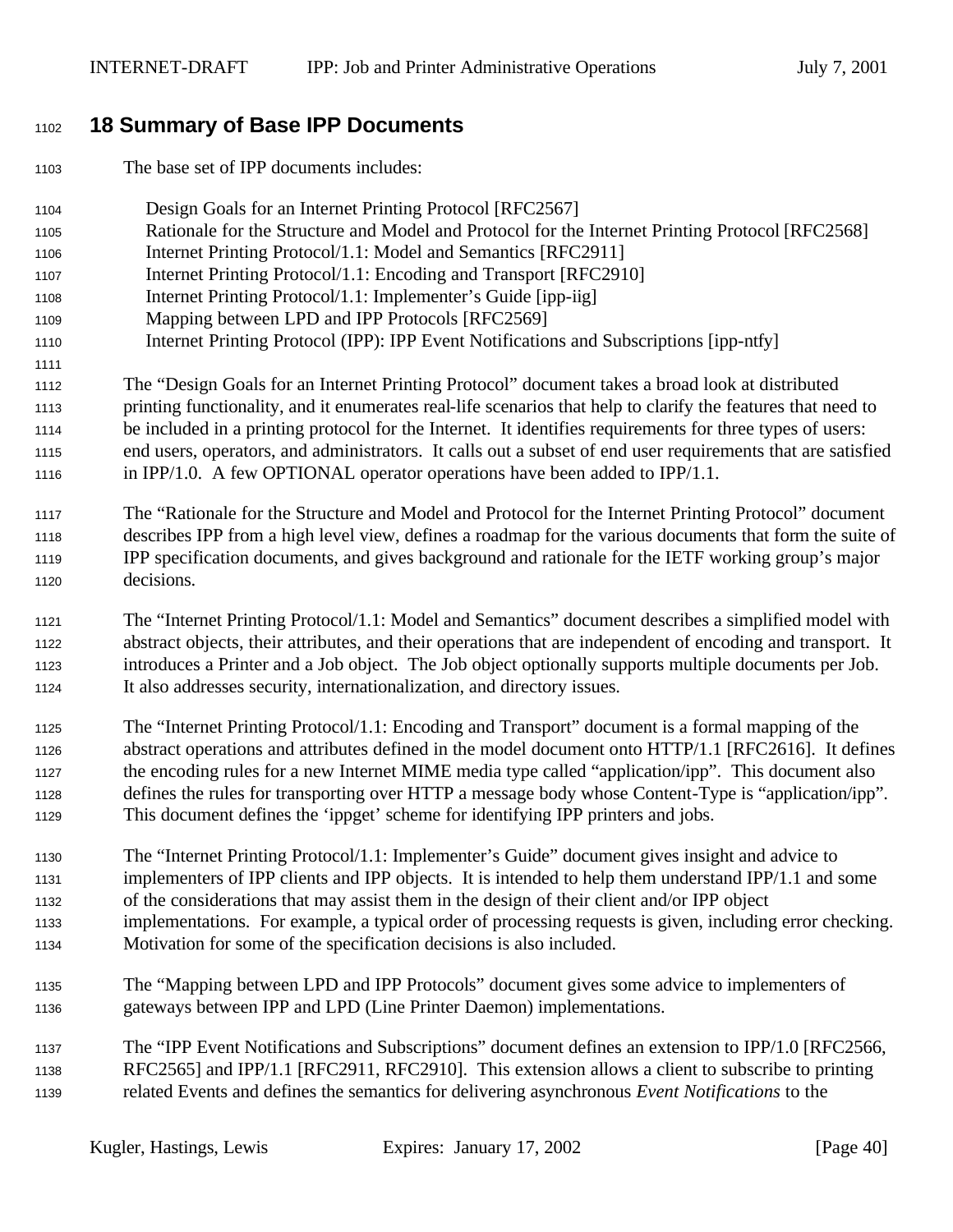# 18 Summary of Base IPP Documents

The base set of IPP documents includes:

Design Goals for an Internet Printing Protocol [RFC2567]
Rationale for the Structure and Model and Protocol for the Internet Printing Protocol [RFC2568]
Internet Printing Protocol/1.1: Model and Semantics [RFC2911]
Internet Printing Protocol/1.1: Encoding and Transport [RFC2910]
Internet Printing Protocol/1.1: Implementer's Guide [ipp-iig]
Mapping between LPD and IPP Protocols [RFC2569]
Internet Printing Protocol (IPP): IPP Event Notifications and Subscriptions [ipp-ntfy]

The "Design Goals for an Internet Printing Protocol" document takes a broad look at distributed printing functionality, and it enumerates real-life scenarios that help to clarify the features that need to be included in a printing protocol for the Internet. It identifies requirements for three types of users: end users, operators, and administrators. It calls out a subset of end user requirements that are satisfied in IPP/1.0. A few OPTIONAL operator operations have been added to IPP/1.1.

The "Rationale for the Structure and Model and Protocol for the Internet Printing Protocol" document describes IPP from a high level view, defines a roadmap for the various documents that form the suite of IPP specification documents, and gives background and rationale for the IETF working group's major decisions.

The "Internet Printing Protocol/1.1: Model and Semantics" document describes a simplified model with abstract objects, their attributes, and their operations that are independent of encoding and transport. It introduces a Printer and a Job object. The Job object optionally supports multiple documents per Job. It also addresses security, internationalization, and directory issues.

The "Internet Printing Protocol/1.1: Encoding and Transport" document is a formal mapping of the abstract operations and attributes defined in the model document onto HTTP/1.1 [RFC2616]. It defines the encoding rules for a new Internet MIME media type called "application/ipp". This document also defines the rules for transporting over HTTP a message body whose Content-Type is "application/ipp". This document defines the 'ippget' scheme for identifying IPP printers and jobs.

The "Internet Printing Protocol/1.1: Implementer's Guide" document gives insight and advice to implementers of IPP clients and IPP objects. It is intended to help them understand IPP/1.1 and some of the considerations that may assist them in the design of their client and/or IPP object implementations. For example, a typical order of processing requests is given, including error checking. Motivation for some of the specification decisions is also included.

The "Mapping between LPD and IPP Protocols" document gives some advice to implementers of gateways between IPP and LPD (Line Printer Daemon) implementations.

The "IPP Event Notifications and Subscriptions" document defines an extension to IPP/1.0 [RFC2566, RFC2565] and IPP/1.1 [RFC2911, RFC2910]. This extension allows a client to subscribe to printing related Events and defines the semantics for delivering asynchronous *Event Notifications* to the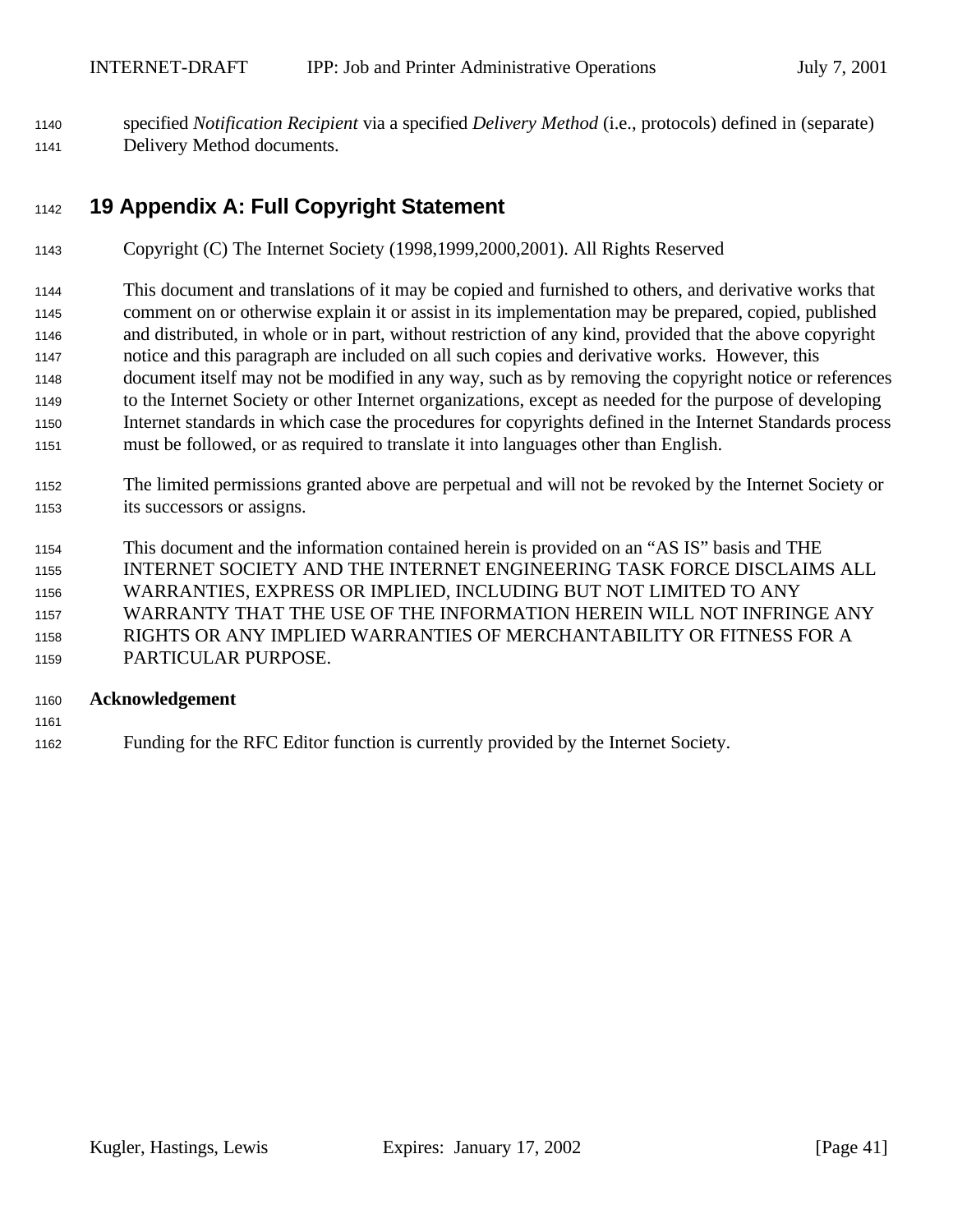specified *Notification Recipient* via a specified *Delivery Method* (i.e., protocols) defined in (separate) Delivery Method documents.

# 19 Appendix A: Full Copyright Statement

Copyright (C) The Internet Society (1998,1999,2000,2001). All Rights Reserved

This document and translations of it may be copied and furnished to others, and derivative works that comment on or otherwise explain it or assist in its implementation may be prepared, copied, published and distributed, in whole or in part, without restriction of any kind, provided that the above copyright notice and this paragraph are included on all such copies and derivative works. However, this document itself may not be modified in any way, such as by removing the copyright notice or references to the Internet Society or other Internet organizations, except as needed for the purpose of developing Internet standards in which case the procedures for copyrights defined in the Internet Standards process must be followed, or as required to translate it into languages other than English.

The limited permissions granted above are perpetual and will not be revoked by the Internet Society or its successors or assigns.

This document and the information contained herein is provided on an “AS IS” basis and THE INTERNET SOCIETY AND THE INTERNET ENGINEERING TASK FORCE DISCLAIMS ALL WARRANTIES, EXPRESS OR IMPLIED, INCLUDING BUT NOT LIMITED TO ANY WARRANTY THAT THE USE OF THE INFORMATION HEREIN WILL NOT INFRINGE ANY RIGHTS OR ANY IMPLIED WARRANTIES OF MERCHANTABILITY OR FITNESS FOR A PARTICULAR PURPOSE.

**Acknowledgement**

Funding for the RFC Editor function is currently provided by the Internet Society.